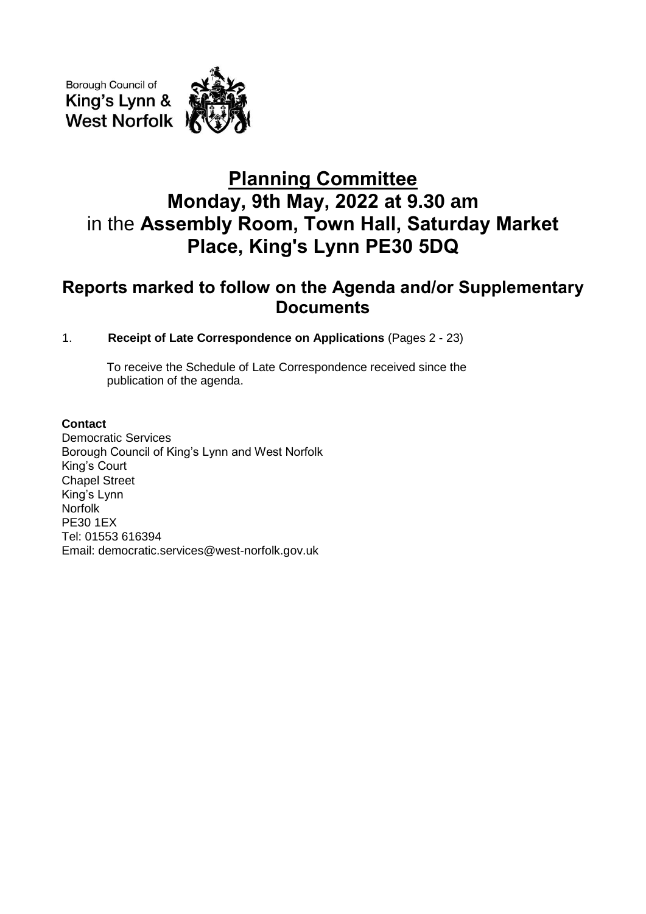Borough Council of
King's Lynn &
West Norfolk

# Planning Committee
# Monday, 9th May, 2022 at 9.30 am
# in the Assembly Room, Town Hall, Saturday Market Place, King's Lynn PE30 5DQ

## Reports marked to follow on the Agenda and/or Supplementary Documents

1. **Receipt of Late Correspondence on Applications** (Pages 2 - 23)

   To receive the Schedule of Late Correspondence received since the publication of the agenda.

**Contact**
Democratic Services
Borough Council of King's Lynn and West Norfolk
King's Court
Chapel Street
King's Lynn
Norfolk
PE30 1EX
Tel: 01553 616394
Email: democratic.services@west-norfolk.gov.uk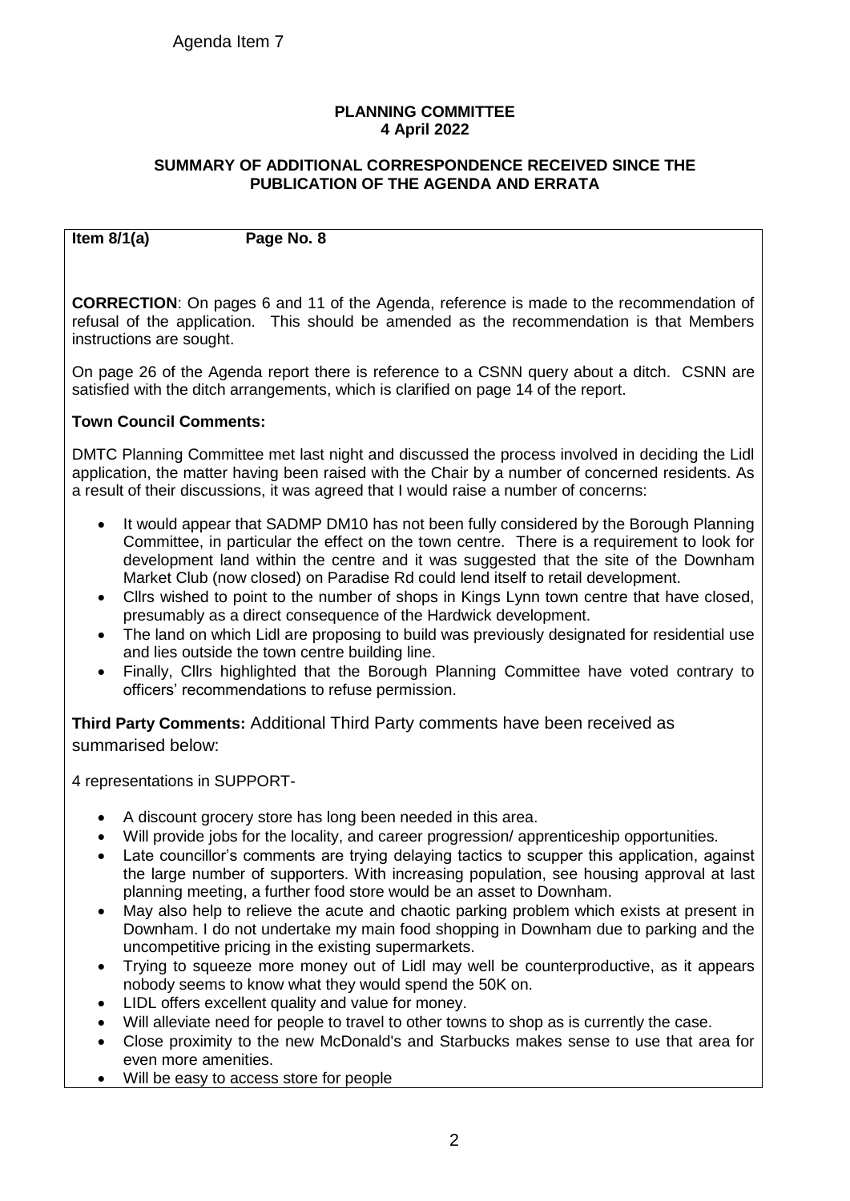Agenda Item 7

**PLANNING COMMITTEE**
**4 April 2022**

**SUMMARY OF ADDITIONAL CORRESPONDENCE RECEIVED SINCE THE PUBLICATION OF THE AGENDA AND ERRATA**

**Item 8/1(a) Page No. 8**

**CORRECTION**: On pages 6 and 11 of the Agenda, reference is made to the recommendation of refusal of the application. This should be amended as the recommendation is that Members instructions are sought.

On page 26 of the Agenda report there is reference to a CSNN query about a ditch. CSNN are satisfied with the ditch arrangements, which is clarified on page 14 of the report.

**Town Council Comments:**

DMTC Planning Committee met last night and discussed the process involved in deciding the Lidl application, the matter having been raised with the Chair by a number of concerned residents. As a result of their discussions, it was agreed that I would raise a number of concerns:

- It would appear that SADMP DM10 has not been fully considered by the Borough Planning Committee, in particular the effect on the town centre. There is a requirement to look for development land within the centre and it was suggested that the site of the Downham Market Club (now closed) on Paradise Rd could lend itself to retail development.
- Cllrs wished to point to the number of shops in Kings Lynn town centre that have closed, presumably as a direct consequence of the Hardwick development.
- The land on which Lidl are proposing to build was previously designated for residential use and lies outside the town centre building line.
- Finally, Cllrs highlighted that the Borough Planning Committee have voted contrary to officers' recommendations to refuse permission.

**Third Party Comments:** Additional Third Party comments have been received as summarised below:

4 representations in SUPPORT-

- A discount grocery store has long been needed in this area.
- Will provide jobs for the locality, and career progression/ apprenticeship opportunities.
- Late councillor's comments are trying delaying tactics to scupper this application, against the large number of supporters. With increasing population, see housing approval at last planning meeting, a further food store would be an asset to Downham.
- May also help to relieve the acute and chaotic parking problem which exists at present in Downham. I do not undertake my main food shopping in Downham due to parking and the uncompetitive pricing in the existing supermarkets.
- Trying to squeeze more money out of Lidl may well be counterproductive, as it appears nobody seems to know what they would spend the 50K on.
- LIDL offers excellent quality and value for money.
- Will alleviate need for people to travel to other towns to shop as is currently the case.
- Close proximity to the new McDonald's and Starbucks makes sense to use that area for even more amenities.
- Will be easy to access store for people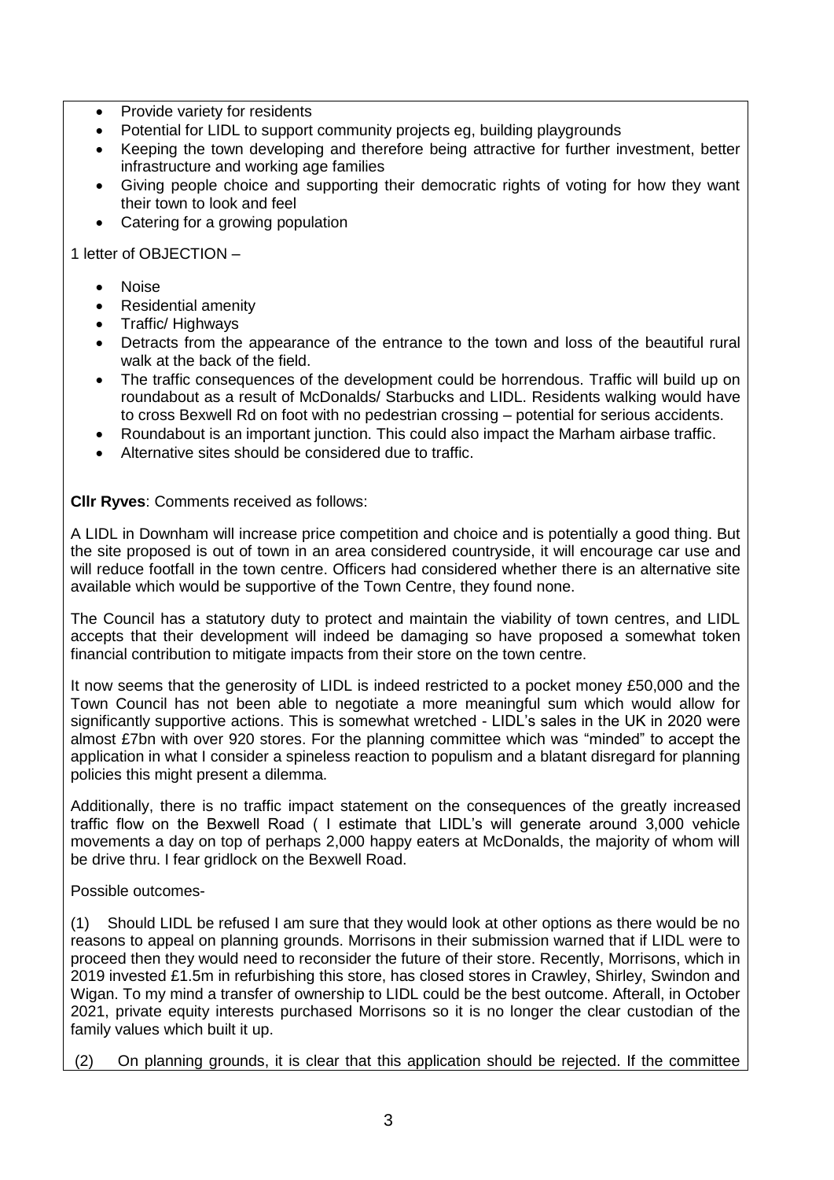- Provide variety for residents
- Potential for LIDL to support community projects eg, building playgrounds
- Keeping the town developing and therefore being attractive for further investment, better infrastructure and working age families
- Giving people choice and supporting their democratic rights of voting for how they want their town to look and feel
- Catering for a growing population

1 letter of OBJECTION –

- Noise
- Residential amenity
- Traffic/ Highways
- Detracts from the appearance of the entrance to the town and loss of the beautiful rural walk at the back of the field.
- The traffic consequences of the development could be horrendous. Traffic will build up on roundabout as a result of McDonalds/ Starbucks and LIDL. Residents walking would have to cross Bexwell Rd on foot with no pedestrian crossing – potential for serious accidents.
- Roundabout is an important junction. This could also impact the Marham airbase traffic.
- Alternative sites should be considered due to traffic.

**Cllr Ryves**: Comments received as follows:

A LIDL in Downham will increase price competition and choice and is potentially a good thing. But the site proposed is out of town in an area considered countryside, it will encourage car use and will reduce footfall in the town centre. Officers had considered whether there is an alternative site available which would be supportive of the Town Centre, they found none.

The Council has a statutory duty to protect and maintain the viability of town centres, and LIDL accepts that their development will indeed be damaging so have proposed a somewhat token financial contribution to mitigate impacts from their store on the town centre.

It now seems that the generosity of LIDL is indeed restricted to a pocket money £50,000 and the Town Council has not been able to negotiate a more meaningful sum which would allow for significantly supportive actions. This is somewhat wretched - LIDL's sales in the UK in 2020 were almost £7bn with over 920 stores. For the planning committee which was "minded" to accept the application in what I consider a spineless reaction to populism and a blatant disregard for planning policies this might present a dilemma.

Additionally, there is no traffic impact statement on the consequences of the greatly increased traffic flow on the Bexwell Road ( I estimate that LIDL's will generate around 3,000 vehicle movements a day on top of perhaps 2,000 happy eaters at McDonalds, the majority of whom will be drive thru. I fear gridlock on the Bexwell Road.

Possible outcomes-

(1) Should LIDL be refused I am sure that they would look at other options as there would be no reasons to appeal on planning grounds. Morrisons in their submission warned that if LIDL were to proceed then they would need to reconsider the future of their store. Recently, Morrisons, which in 2019 invested £1.5m in refurbishing this store, has closed stores in Crawley, Shirley, Swindon and Wigan. To my mind a transfer of ownership to LIDL could be the best outcome. Afterall, in October 2021, private equity interests purchased Morrisons so it is no longer the clear custodian of the family values which built it up.

(2) On planning grounds, it is clear that this application should be rejected. If the committee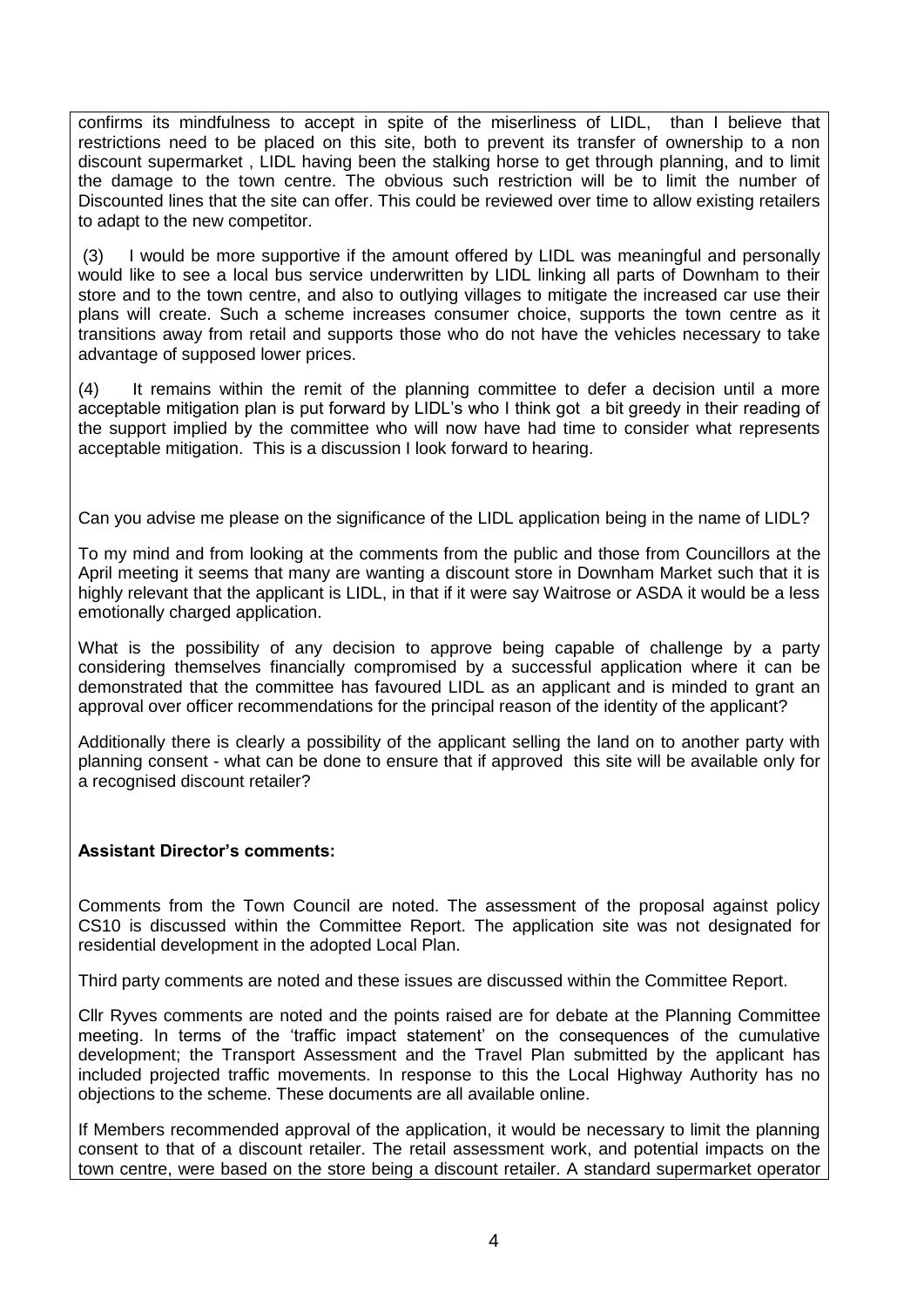confirms its mindfulness to accept in spite of the miserliness of LIDL, than I believe that restrictions need to be placed on this site, both to prevent its transfer of ownership to a non discount supermarket , LIDL having been the stalking horse to get through planning, and to limit the damage to the town centre. The obvious such restriction will be to limit the number of Discounted lines that the site can offer. This could be reviewed over time to allow existing retailers to adapt to the new competitor.

(3) I would be more supportive if the amount offered by LIDL was meaningful and personally would like to see a local bus service underwritten by LIDL linking all parts of Downham to their store and to the town centre, and also to outlying villages to mitigate the increased car use their plans will create. Such a scheme increases consumer choice, supports the town centre as it transitions away from retail and supports those who do not have the vehicles necessary to take advantage of supposed lower prices.

(4) It remains within the remit of the planning committee to defer a decision until a more acceptable mitigation plan is put forward by LIDL's who I think got a bit greedy in their reading of the support implied by the committee who will now have had time to consider what represents acceptable mitigation. This is a discussion I look forward to hearing.

Can you advise me please on the significance of the LIDL application being in the name of LIDL?

To my mind and from looking at the comments from the public and those from Councillors at the April meeting it seems that many are wanting a discount store in Downham Market such that it is highly relevant that the applicant is LIDL, in that if it were say Waitrose or ASDA it would be a less emotionally charged application.

What is the possibility of any decision to approve being capable of challenge by a party considering themselves financially compromised by a successful application where it can be demonstrated that the committee has favoured LIDL as an applicant and is minded to grant an approval over officer recommendations for the principal reason of the identity of the applicant?

Additionally there is clearly a possibility of the applicant selling the land on to another party with planning consent - what can be done to ensure that if approved this site will be available only for a recognised discount retailer?

**Assistant Director's comments:**

Comments from the Town Council are noted. The assessment of the proposal against policy CS10 is discussed within the Committee Report. The application site was not designated for residential development in the adopted Local Plan.

Third party comments are noted and these issues are discussed within the Committee Report.

Cllr Ryves comments are noted and the points raised are for debate at the Planning Committee meeting. In terms of the 'traffic impact statement' on the consequences of the cumulative development; the Transport Assessment and the Travel Plan submitted by the applicant has included projected traffic movements. In response to this the Local Highway Authority has no objections to the scheme. These documents are all available online.

If Members recommended approval of the application, it would be necessary to limit the planning consent to that of a discount retailer. The retail assessment work, and potential impacts on the town centre, were based on the store being a discount retailer. A standard supermarket operator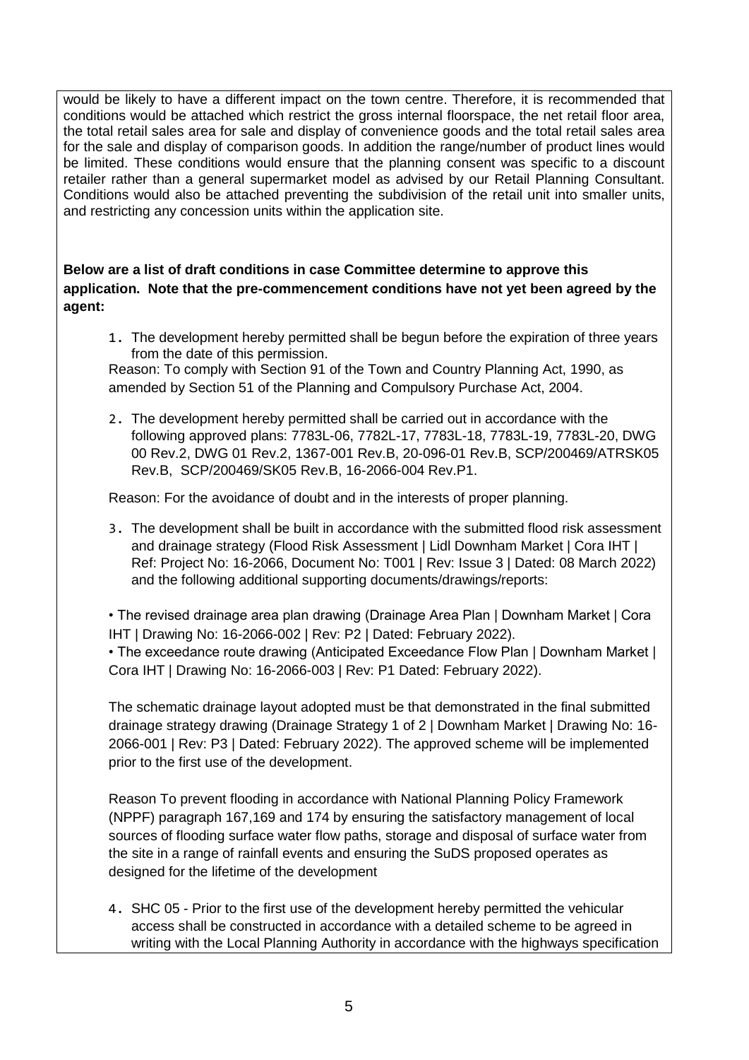would be likely to have a different impact on the town centre. Therefore, it is recommended that conditions would be attached which restrict the gross internal floorspace, the net retail floor area, the total retail sales area for sale and display of convenience goods and the total retail sales area for the sale and display of comparison goods. In addition the range/number of product lines would be limited. These conditions would ensure that the planning consent was specific to a discount retailer rather than a general supermarket model as advised by our Retail Planning Consultant. Conditions would also be attached preventing the subdivision of the retail unit into smaller units, and restricting any concession units within the application site.

**Below are a list of draft conditions in case Committee determine to approve this application. Note that the pre-commencement conditions have not yet been agreed by the agent:**

1. The development hereby permitted shall be begun before the expiration of three years from the date of this permission.

Reason: To comply with Section 91 of the Town and Country Planning Act, 1990, as amended by Section 51 of the Planning and Compulsory Purchase Act, 2004.

2. The development hereby permitted shall be carried out in accordance with the following approved plans: 7783L-06, 7782L-17, 7783L-18, 7783L-19, 7783L-20, DWG 00 Rev.2, DWG 01 Rev.2, 1367-001 Rev.B, 20-096-01 Rev.B, SCP/200469/ATRSK05 Rev.B, SCP/200469/SK05 Rev.B, 16-2066-004 Rev.P1.

Reason: For the avoidance of doubt and in the interests of proper planning.

3. The development shall be built in accordance with the submitted flood risk assessment and drainage strategy (Flood Risk Assessment | Lidl Downham Market | Cora IHT | Ref: Project No: 16-2066, Document No: T001 | Rev: Issue 3 | Dated: 08 March 2022) and the following additional supporting documents/drawings/reports:

• The revised drainage area plan drawing (Drainage Area Plan | Downham Market | Cora IHT | Drawing No: 16-2066-002 | Rev: P2 | Dated: February 2022).
• The exceedance route drawing (Anticipated Exceedance Flow Plan | Downham Market | Cora IHT | Drawing No: 16-2066-003 | Rev: P1 Dated: February 2022).

The schematic drainage layout adopted must be that demonstrated in the final submitted drainage strategy drawing (Drainage Strategy 1 of 2 | Downham Market | Drawing No: 16-2066-001 | Rev: P3 | Dated: February 2022). The approved scheme will be implemented prior to the first use of the development.

Reason To prevent flooding in accordance with National Planning Policy Framework (NPPF) paragraph 167,169 and 174 by ensuring the satisfactory management of local sources of flooding surface water flow paths, storage and disposal of surface water from the site in a range of rainfall events and ensuring the SuDS proposed operates as designed for the lifetime of the development

4. SHC 05 - Prior to the first use of the development hereby permitted the vehicular access shall be constructed in accordance with a detailed scheme to be agreed in writing with the Local Planning Authority in accordance with the highways specification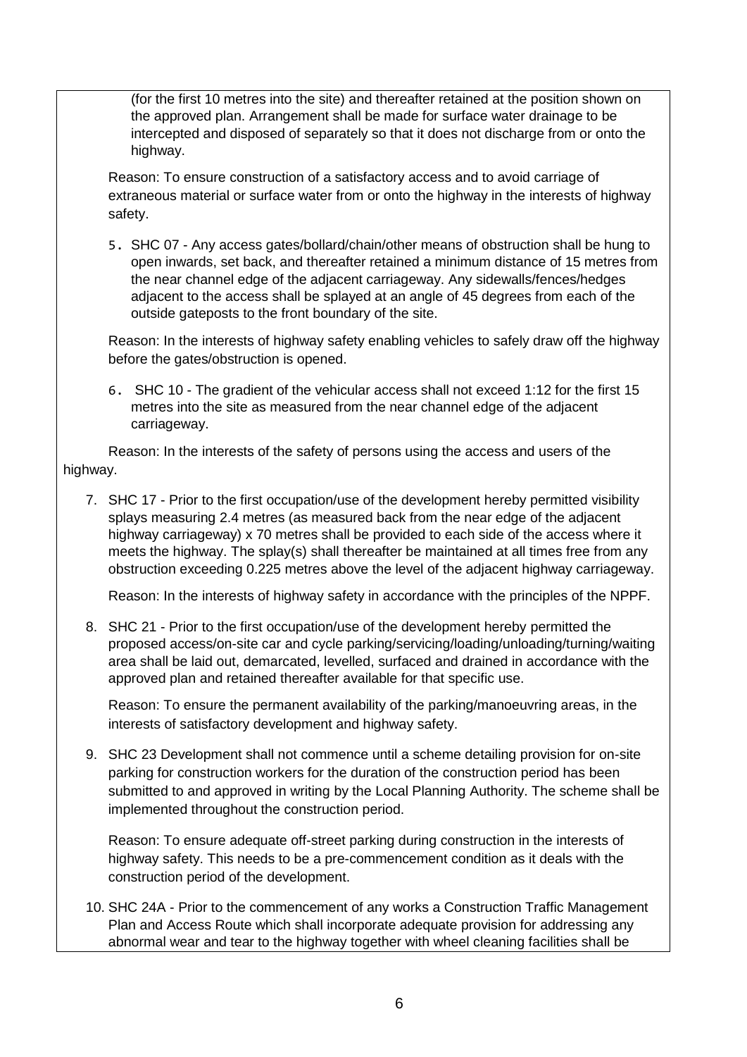(for the first 10 metres into the site) and thereafter retained at the position shown on the approved plan. Arrangement shall be made for surface water drainage to be intercepted and disposed of separately so that it does not discharge from or onto the highway.

Reason: To ensure construction of a satisfactory access and to avoid carriage of extraneous material or surface water from or onto the highway in the interests of highway safety.

5. SHC 07 - Any access gates/bollard/chain/other means of obstruction shall be hung to open inwards, set back, and thereafter retained a minimum distance of 15 metres from the near channel edge of the adjacent carriageway. Any sidewalls/fences/hedges adjacent to the access shall be splayed at an angle of 45 degrees from each of the outside gateposts to the front boundary of the site.

   Reason: In the interests of highway safety enabling vehicles to safely draw off the highway before the gates/obstruction is opened.

6. SHC 10 - The gradient of the vehicular access shall not exceed 1:12 for the first 15 metres into the site as measured from the near channel edge of the adjacent carriageway.

   Reason: In the interests of the safety of persons using the access and users of the highway.

7. SHC 17 - Prior to the first occupation/use of the development hereby permitted visibility splays measuring 2.4 metres (as measured back from the near edge of the adjacent highway carriageway) x 70 metres shall be provided to each side of the access where it meets the highway. The splay(s) shall thereafter be maintained at all times free from any obstruction exceeding 0.225 metres above the level of the adjacent highway carriageway.

   Reason: In the interests of highway safety in accordance with the principles of the NPPF.

8. SHC 21 - Prior to the first occupation/use of the development hereby permitted the proposed access/on-site car and cycle parking/servicing/loading/unloading/turning/waiting area shall be laid out, demarcated, levelled, surfaced and drained in accordance with the approved plan and retained thereafter available for that specific use.

   Reason: To ensure the permanent availability of the parking/manoeuvring areas, in the interests of satisfactory development and highway safety.

9. SHC 23 Development shall not commence until a scheme detailing provision for on-site parking for construction workers for the duration of the construction period has been submitted to and approved in writing by the Local Planning Authority. The scheme shall be implemented throughout the construction period.

   Reason: To ensure adequate off-street parking during construction in the interests of highway safety. This needs to be a pre-commencement condition as it deals with the construction period of the development.

10. SHC 24A - Prior to the commencement of any works a Construction Traffic Management Plan and Access Route which shall incorporate adequate provision for addressing any abnormal wear and tear to the highway together with wheel cleaning facilities shall be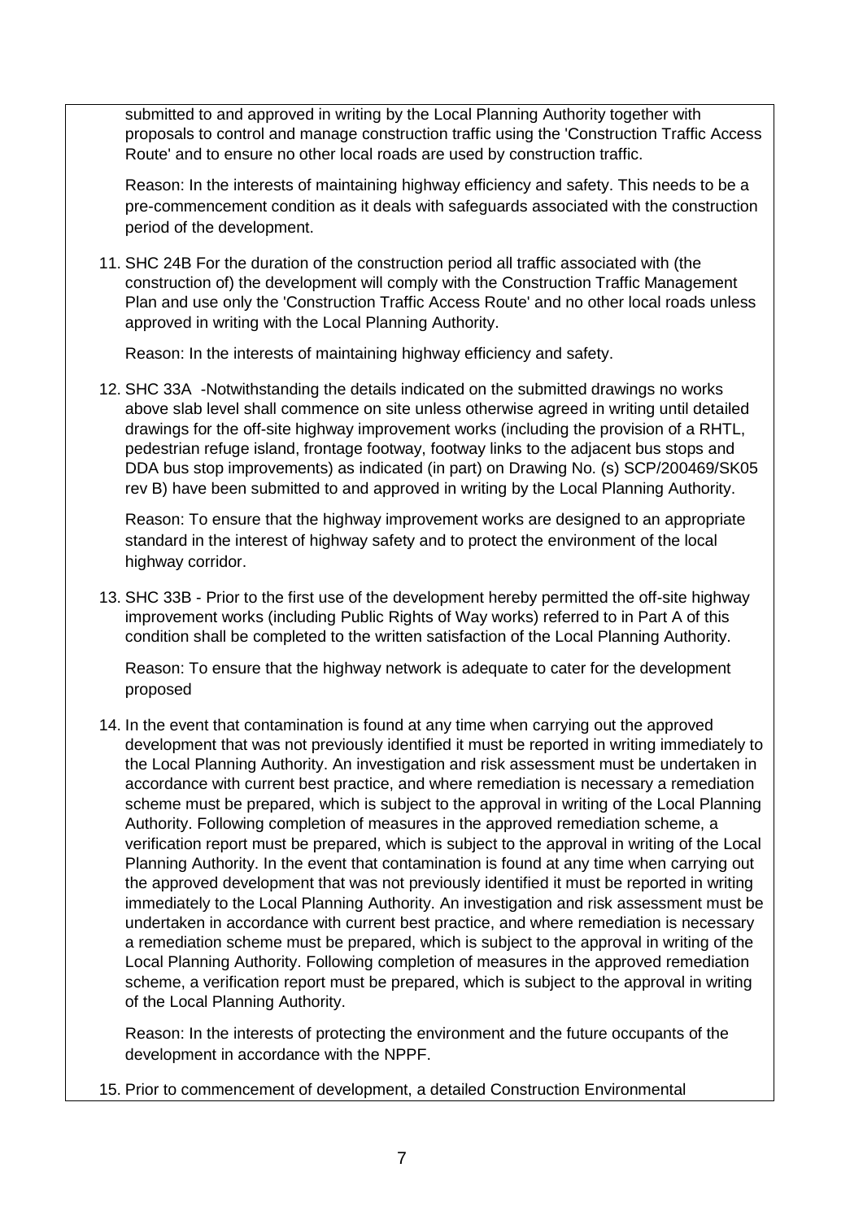submitted to and approved in writing by the Local Planning Authority together with proposals to control and manage construction traffic using the 'Construction Traffic Access Route' and to ensure no other local roads are used by construction traffic.

Reason: In the interests of maintaining highway efficiency and safety. This needs to be a pre-commencement condition as it deals with safeguards associated with the construction period of the development.

11. SHC 24B For the duration of the construction period all traffic associated with (the construction of) the development will comply with the Construction Traffic Management Plan and use only the 'Construction Traffic Access Route' and no other local roads unless approved in writing with the Local Planning Authority.

    Reason: In the interests of maintaining highway efficiency and safety.

12. SHC 33A -Notwithstanding the details indicated on the submitted drawings no works above slab level shall commence on site unless otherwise agreed in writing until detailed drawings for the off-site highway improvement works (including the provision of a RHTL, pedestrian refuge island, frontage footway, footway links to the adjacent bus stops and DDA bus stop improvements) as indicated (in part) on Drawing No. (s) SCP/200469/SK05 rev B) have been submitted to and approved in writing by the Local Planning Authority.

    Reason: To ensure that the highway improvement works are designed to an appropriate standard in the interest of highway safety and to protect the environment of the local highway corridor.

13. SHC 33B - Prior to the first use of the development hereby permitted the off-site highway improvement works (including Public Rights of Way works) referred to in Part A of this condition shall be completed to the written satisfaction of the Local Planning Authority.

    Reason: To ensure that the highway network is adequate to cater for the development proposed

14. In the event that contamination is found at any time when carrying out the approved development that was not previously identified it must be reported in writing immediately to the Local Planning Authority. An investigation and risk assessment must be undertaken in accordance with current best practice, and where remediation is necessary a remediation scheme must be prepared, which is subject to the approval in writing of the Local Planning Authority. Following completion of measures in the approved remediation scheme, a verification report must be prepared, which is subject to the approval in writing of the Local Planning Authority. In the event that contamination is found at any time when carrying out the approved development that was not previously identified it must be reported in writing immediately to the Local Planning Authority. An investigation and risk assessment must be undertaken in accordance with current best practice, and where remediation is necessary a remediation scheme must be prepared, which is subject to the approval in writing of the Local Planning Authority. Following completion of measures in the approved remediation scheme, a verification report must be prepared, which is subject to the approval in writing of the Local Planning Authority.

    Reason: In the interests of protecting the environment and the future occupants of the development in accordance with the NPPF.

15. Prior to commencement of development, a detailed Construction Environmental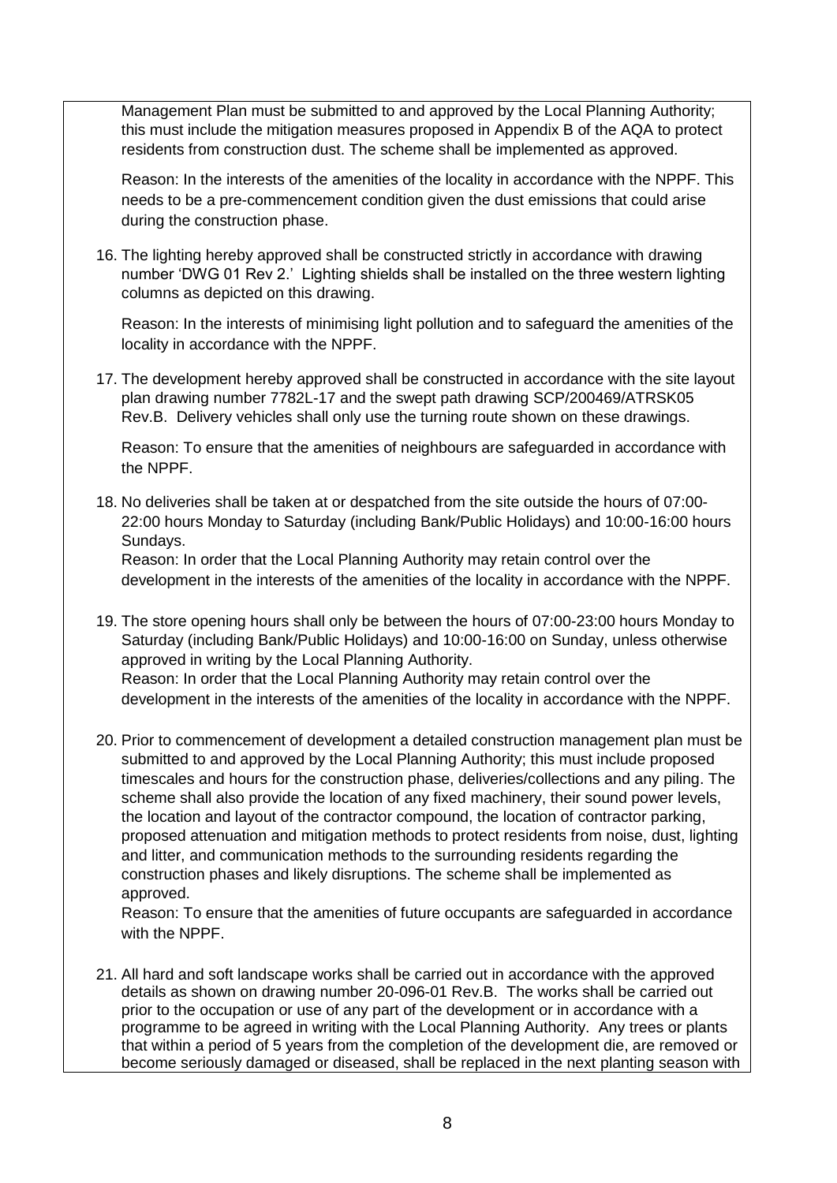Management Plan must be submitted to and approved by the Local Planning Authority; this must include the mitigation measures proposed in Appendix B of the AQA to protect residents from construction dust. The scheme shall be implemented as approved.

Reason: In the interests of the amenities of the locality in accordance with the NPPF. This needs to be a pre-commencement condition given the dust emissions that could arise during the construction phase.

16. The lighting hereby approved shall be constructed strictly in accordance with drawing number 'DWG 01 Rev 2.' Lighting shields shall be installed on the three western lighting columns as depicted on this drawing.

    Reason: In the interests of minimising light pollution and to safeguard the amenities of the locality in accordance with the NPPF.

17. The development hereby approved shall be constructed in accordance with the site layout plan drawing number 7782L-17 and the swept path drawing SCP/200469/ATRSK05 Rev.B. Delivery vehicles shall only use the turning route shown on these drawings.

    Reason: To ensure that the amenities of neighbours are safeguarded in accordance with the NPPF.

18. No deliveries shall be taken at or despatched from the site outside the hours of 07:00-22:00 hours Monday to Saturday (including Bank/Public Holidays) and 10:00-16:00 hours Sundays.
    Reason: In order that the Local Planning Authority may retain control over the development in the interests of the amenities of the locality in accordance with the NPPF.

19. The store opening hours shall only be between the hours of 07:00-23:00 hours Monday to Saturday (including Bank/Public Holidays) and 10:00-16:00 on Sunday, unless otherwise approved in writing by the Local Planning Authority.
    Reason: In order that the Local Planning Authority may retain control over the development in the interests of the amenities of the locality in accordance with the NPPF.

20. Prior to commencement of development a detailed construction management plan must be submitted to and approved by the Local Planning Authority; this must include proposed timescales and hours for the construction phase, deliveries/collections and any piling. The scheme shall also provide the location of any fixed machinery, their sound power levels, the location and layout of the contractor compound, the location of contractor parking, proposed attenuation and mitigation methods to protect residents from noise, dust, lighting and litter, and communication methods to the surrounding residents regarding the construction phases and likely disruptions. The scheme shall be implemented as approved.
    Reason: To ensure that the amenities of future occupants are safeguarded in accordance with the NPPF.

21. All hard and soft landscape works shall be carried out in accordance with the approved details as shown on drawing number 20-096-01 Rev.B. The works shall be carried out prior to the occupation or use of any part of the development or in accordance with a programme to be agreed in writing with the Local Planning Authority. Any trees or plants that within a period of 5 years from the completion of the development die, are removed or become seriously damaged or diseased, shall be replaced in the next planting season with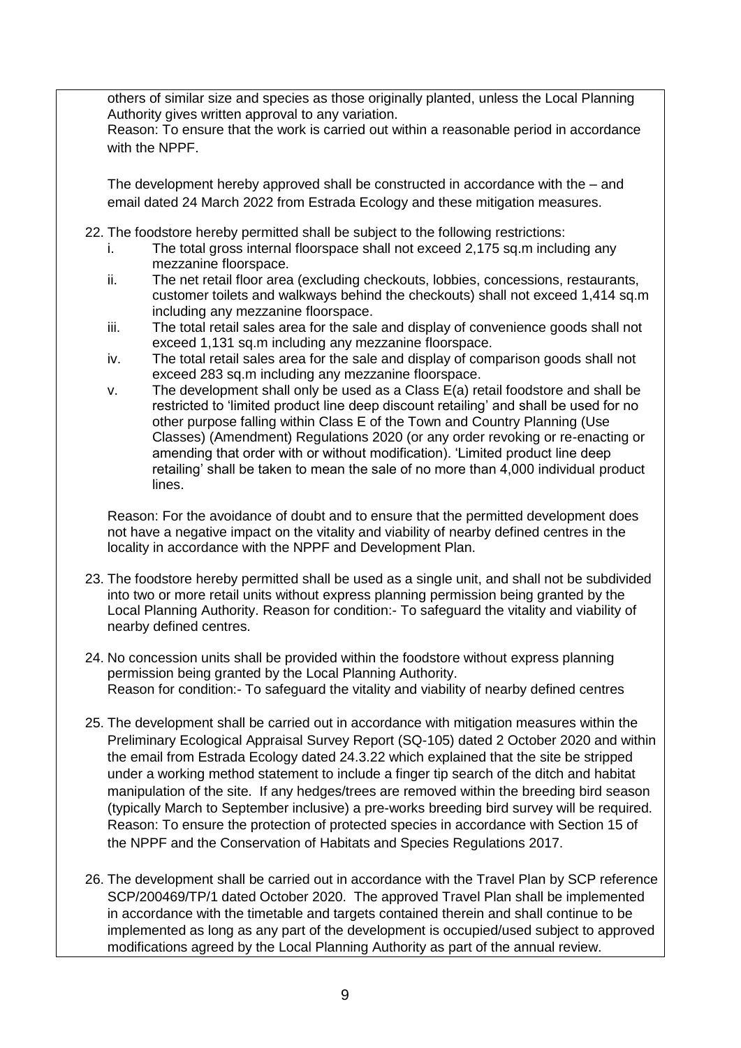others of similar size and species as those originally planted, unless the Local Planning Authority gives written approval to any variation.
Reason: To ensure that the work is carried out within a reasonable period in accordance with the NPPF.

The development hereby approved shall be constructed in accordance with the – and email dated 24 March 2022 from Estrada Ecology and these mitigation measures.

22. The foodstore hereby permitted shall be subject to the following restrictions:
    i. The total gross internal floorspace shall not exceed 2,175 sq.m including any mezzanine floorspace.
    ii. The net retail floor area (excluding checkouts, lobbies, concessions, restaurants, customer toilets and walkways behind the checkouts) shall not exceed 1,414 sq.m including any mezzanine floorspace.
    iii. The total retail sales area for the sale and display of convenience goods shall not exceed 1,131 sq.m including any mezzanine floorspace.
    iv. The total retail sales area for the sale and display of comparison goods shall not exceed 283 sq.m including any mezzanine floorspace.
    v. The development shall only be used as a Class E(a) retail foodstore and shall be restricted to 'limited product line deep discount retailing' and shall be used for no other purpose falling within Class E of the Town and Country Planning (Use Classes) (Amendment) Regulations 2020 (or any order revoking or re-enacting or amending that order with or without modification). 'Limited product line deep retailing' shall be taken to mean the sale of no more than 4,000 individual product lines.

    Reason: For the avoidance of doubt and to ensure that the permitted development does not have a negative impact on the vitality and viability of nearby defined centres in the locality in accordance with the NPPF and Development Plan.

23. The foodstore hereby permitted shall be used as a single unit, and shall not be subdivided into two or more retail units without express planning permission being granted by the Local Planning Authority. Reason for condition:- To safeguard the vitality and viability of nearby defined centres.

24. No concession units shall be provided within the foodstore without express planning permission being granted by the Local Planning Authority.
    Reason for condition:- To safeguard the vitality and viability of nearby defined centres

25. The development shall be carried out in accordance with mitigation measures within the Preliminary Ecological Appraisal Survey Report (SQ-105) dated 2 October 2020 and within the email from Estrada Ecology dated 24.3.22 which explained that the site be stripped under a working method statement to include a finger tip search of the ditch and habitat manipulation of the site. If any hedges/trees are removed within the breeding bird season (typically March to September inclusive) a pre-works breeding bird survey will be required.
    Reason: To ensure the protection of protected species in accordance with Section 15 of the NPPF and the Conservation of Habitats and Species Regulations 2017.

26. The development shall be carried out in accordance with the Travel Plan by SCP reference SCP/200469/TP/1 dated October 2020. The approved Travel Plan shall be implemented in accordance with the timetable and targets contained therein and shall continue to be implemented as long as any part of the development is occupied/used subject to approved modifications agreed by the Local Planning Authority as part of the annual review.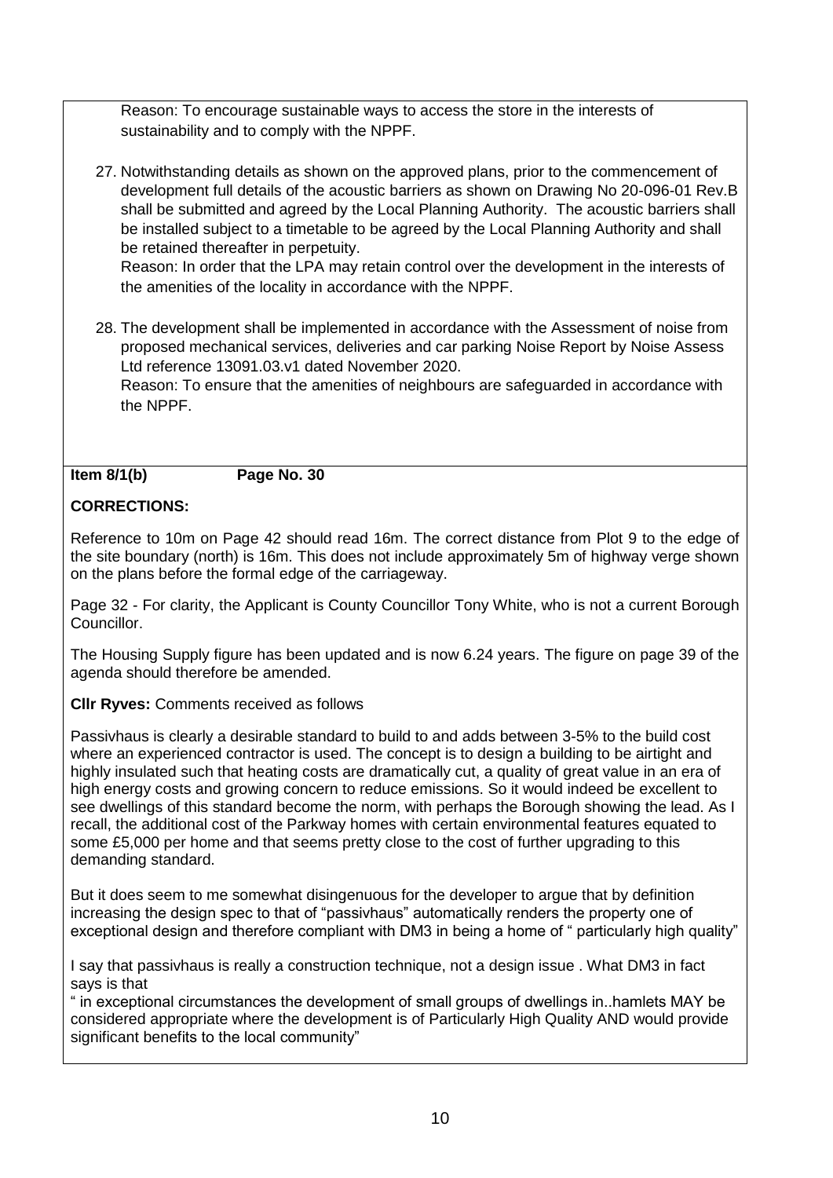Reason: To encourage sustainable ways to access the store in the interests of sustainability and to comply with the NPPF.

27. Notwithstanding details as shown on the approved plans, prior to the commencement of development full details of the acoustic barriers as shown on Drawing No 20-096-01 Rev.B shall be submitted and agreed by the Local Planning Authority. The acoustic barriers shall be installed subject to a timetable to be agreed by the Local Planning Authority and shall be retained thereafter in perpetuity.
Reason: In order that the LPA may retain control over the development in the interests of the amenities of the locality in accordance with the NPPF.

28. The development shall be implemented in accordance with the Assessment of noise from proposed mechanical services, deliveries and car parking Noise Report by Noise Assess Ltd reference 13091.03.v1 dated November 2020.
Reason: To ensure that the amenities of neighbours are safeguarded in accordance with the NPPF.

**Item 8/1(b) Page No. 30**

**CORRECTIONS:**

Reference to 10m on Page 42 should read 16m. The correct distance from Plot 9 to the edge of the site boundary (north) is 16m. This does not include approximately 5m of highway verge shown on the plans before the formal edge of the carriageway.

Page 32 - For clarity, the Applicant is County Councillor Tony White, who is not a current Borough Councillor.

The Housing Supply figure has been updated and is now 6.24 years. The figure on page 39 of the agenda should therefore be amended.

**Cllr Ryves:** Comments received as follows

Passivhaus is clearly a desirable standard to build to and adds between 3-5% to the build cost where an experienced contractor is used. The concept is to design a building to be airtight and highly insulated such that heating costs are dramatically cut, a quality of great value in an era of high energy costs and growing concern to reduce emissions. So it would indeed be excellent to see dwellings of this standard become the norm, with perhaps the Borough showing the lead. As I recall, the additional cost of the Parkway homes with certain environmental features equated to some £5,000 per home and that seems pretty close to the cost of further upgrading to this demanding standard.

But it does seem to me somewhat disingenuous for the developer to argue that by definition increasing the design spec to that of "passivhaus" automatically renders the property one of exceptional design and therefore compliant with DM3 in being a home of " particularly high quality"

I say that passivhaus is really a construction technique, not a design issue . What DM3 in fact says is that
" in exceptional circumstances the development of small groups of dwellings in..hamlets MAY be considered appropriate where the development is of Particularly High Quality AND would provide significant benefits to the local community"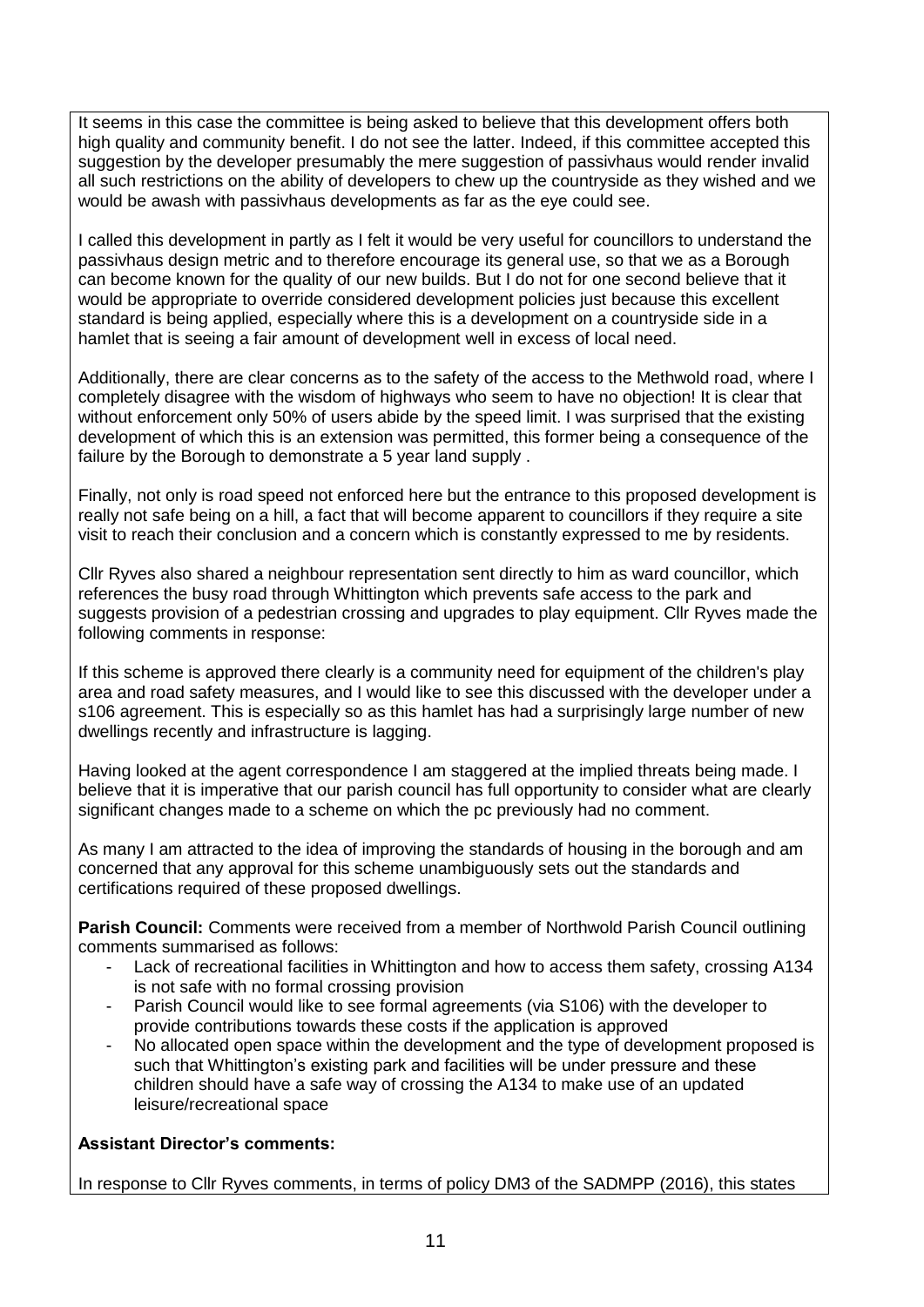It seems in this case the committee is being asked to believe that this development offers both high quality and community benefit. I do not see the latter. Indeed, if this committee accepted this suggestion by the developer presumably the mere suggestion of passivhaus would render invalid all such restrictions on the ability of developers to chew up the countryside as they wished and we would be awash with passivhaus developments as far as the eye could see.

I called this development in partly as I felt it would be very useful for councillors to understand the passivhaus design metric and to therefore encourage its general use, so that we as a Borough can become known for the quality of our new builds. But I do not for one second believe that it would be appropriate to override considered development policies just because this excellent standard is being applied, especially where this is a development on a countryside side in a hamlet that is seeing a fair amount of development well in excess of local need.

Additionally, there are clear concerns as to the safety of the access to the Methwold road, where I completely disagree with the wisdom of highways who seem to have no objection! It is clear that without enforcement only 50% of users abide by the speed limit. I was surprised that the existing development of which this is an extension was permitted, this former being a consequence of the failure by the Borough to demonstrate a 5 year land supply .

Finally, not only is road speed not enforced here but the entrance to this proposed development is really not safe being on a hill, a fact that will become apparent to councillors if they require a site visit to reach their conclusion and a concern which is constantly expressed to me by residents.

Cllr Ryves also shared a neighbour representation sent directly to him as ward councillor, which references the busy road through Whittington which prevents safe access to the park and suggests provision of a pedestrian crossing and upgrades to play equipment. Cllr Ryves made the following comments in response:

If this scheme is approved there clearly is a community need for equipment of the children's play area and road safety measures, and I would like to see this discussed with the developer under a s106 agreement. This is especially so as this hamlet has had a surprisingly large number of new dwellings recently and infrastructure is lagging.

Having looked at the agent correspondence I am staggered at the implied threats being made. I believe that it is imperative that our parish council has full opportunity to consider what are clearly significant changes made to a scheme on which the pc previously had no comment.

As many I am attracted to the idea of improving the standards of housing in the borough and am concerned that any approval for this scheme unambiguously sets out the standards and certifications required of these proposed dwellings.

**Parish Council:** Comments were received from a member of Northwold Parish Council outlining comments summarised as follows:

- Lack of recreational facilities in Whittington and how to access them safety, crossing A134 is not safe with no formal crossing provision
- Parish Council would like to see formal agreements (via S106) with the developer to provide contributions towards these costs if the application is approved
- No allocated open space within the development and the type of development proposed is such that Whittington's existing park and facilities will be under pressure and these children should have a safe way of crossing the A134 to make use of an updated leisure/recreational space

**Assistant Director's comments:**

In response to Cllr Ryves comments, in terms of policy DM3 of the SADMPP (2016), this states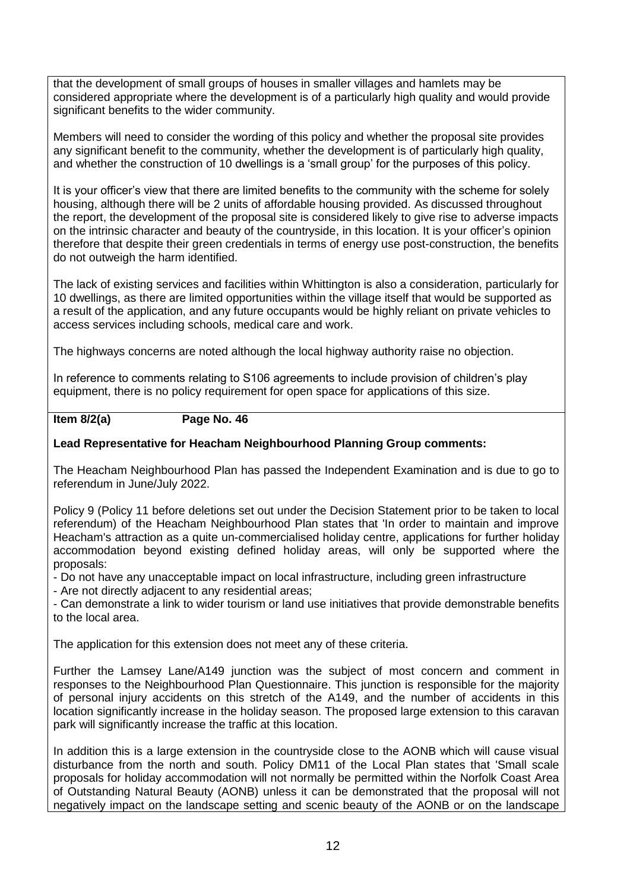that the development of small groups of houses in smaller villages and hamlets may be considered appropriate where the development is of a particularly high quality and would provide significant benefits to the wider community.

Members will need to consider the wording of this policy and whether the proposal site provides any significant benefit to the community, whether the development is of particularly high quality, and whether the construction of 10 dwellings is a 'small group' for the purposes of this policy.

It is your officer's view that there are limited benefits to the community with the scheme for solely housing, although there will be 2 units of affordable housing provided. As discussed throughout the report, the development of the proposal site is considered likely to give rise to adverse impacts on the intrinsic character and beauty of the countryside, in this location. It is your officer's opinion therefore that despite their green credentials in terms of energy use post-construction, the benefits do not outweigh the harm identified.

The lack of existing services and facilities within Whittington is also a consideration, particularly for 10 dwellings, as there are limited opportunities within the village itself that would be supported as a result of the application, and any future occupants would be highly reliant on private vehicles to access services including schools, medical care and work.

The highways concerns are noted although the local highway authority raise no objection.

In reference to comments relating to S106 agreements to include provision of children's play equipment, there is no policy requirement for open space for applications of this size.

**Item 8/2(a) Page No. 46**

**Lead Representative for Heacham Neighbourhood Planning Group comments:**

The Heacham Neighbourhood Plan has passed the Independent Examination and is due to go to referendum in June/July 2022.

Policy 9 (Policy 11 before deletions set out under the Decision Statement prior to be taken to local referendum) of the Heacham Neighbourhood Plan states that 'In order to maintain and improve Heacham's attraction as a quite un-commercialised holiday centre, applications for further holiday accommodation beyond existing defined holiday areas, will only be supported where the proposals:

- Do not have any unacceptable impact on local infrastructure, including green infrastructure
- Are not directly adjacent to any residential areas;
- Can demonstrate a link to wider tourism or land use initiatives that provide demonstrable benefits to the local area.

The application for this extension does not meet any of these criteria.

Further the Lamsey Lane/A149 junction was the subject of most concern and comment in responses to the Neighbourhood Plan Questionnaire. This junction is responsible for the majority of personal injury accidents on this stretch of the A149, and the number of accidents in this location significantly increase in the holiday season. The proposed large extension to this caravan park will significantly increase the traffic at this location.

In addition this is a large extension in the countryside close to the AONB which will cause visual disturbance from the north and south. Policy DM11 of the Local Plan states that 'Small scale proposals for holiday accommodation will not normally be permitted within the Norfolk Coast Area of Outstanding Natural Beauty (AONB) unless it can be demonstrated that the proposal will not negatively impact on the landscape setting and scenic beauty of the AONB or on the landscape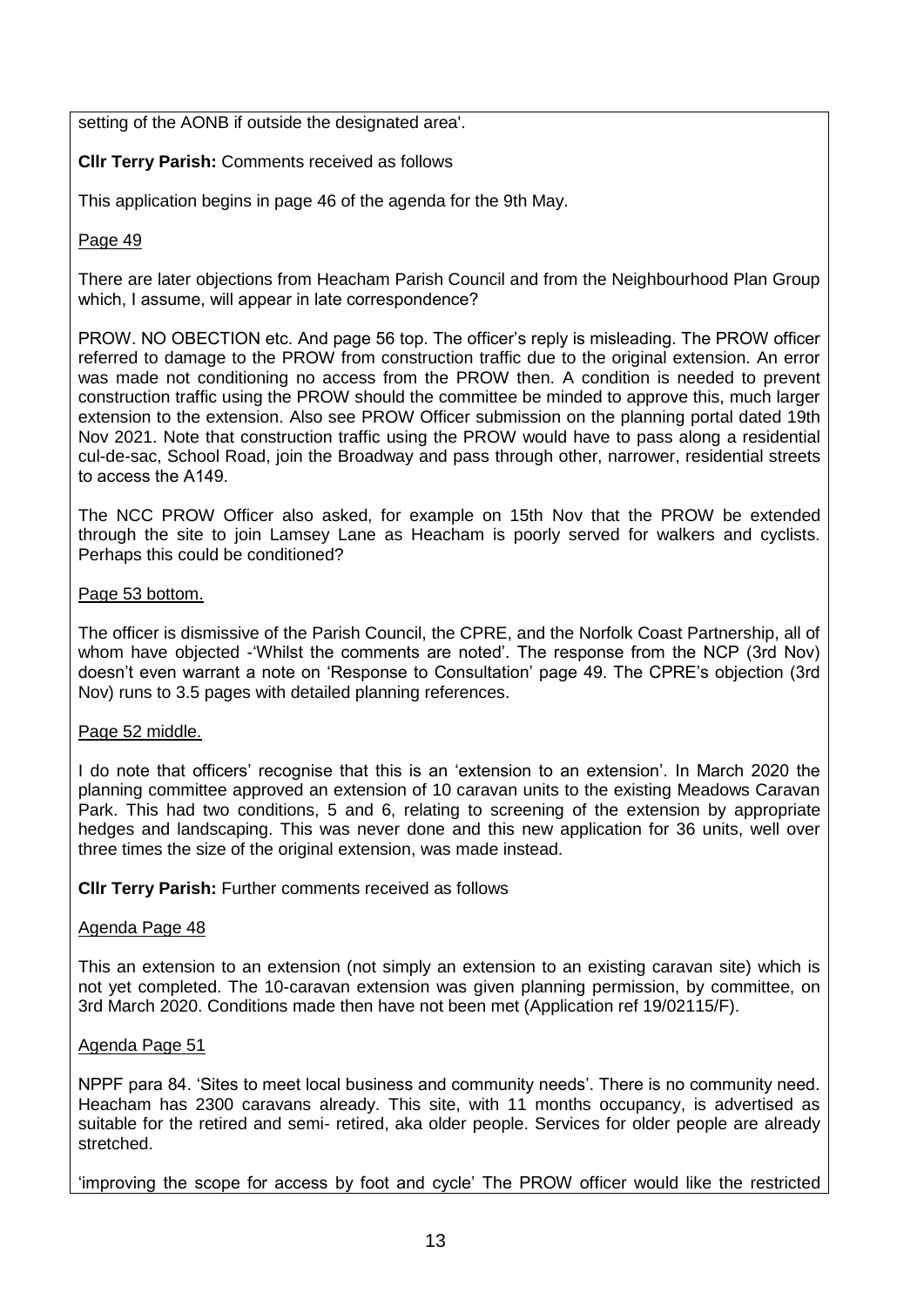setting of the AONB if outside the designated area'.

**Cllr Terry Parish:** Comments received as follows

This application begins in page 46 of the agenda for the 9th May.

<u>Page 49</u>

There are later objections from Heacham Parish Council and from the Neighbourhood Plan Group which, I assume, will appear in late correspondence?

PROW. NO OBECTION etc. And page 56 top. The officer's reply is misleading. The PROW officer referred to damage to the PROW from construction traffic due to the original extension. An error was made not conditioning no access from the PROW then. A condition is needed to prevent construction traffic using the PROW should the committee be minded to approve this, much larger extension to the extension. Also see PROW Officer submission on the planning portal dated 19th Nov 2021. Note that construction traffic using the PROW would have to pass along a residential cul-de-sac, School Road, join the Broadway and pass through other, narrower, residential streets to access the A149.

The NCC PROW Officer also asked, for example on 15th Nov that the PROW be extended through the site to join Lamsey Lane as Heacham is poorly served for walkers and cyclists. Perhaps this could be conditioned?

<u>Page 53 bottom.</u>

The officer is dismissive of the Parish Council, the CPRE, and the Norfolk Coast Partnership, all of whom have objected -'Whilst the comments are noted'. The response from the NCP (3rd Nov) doesn't even warrant a note on 'Response to Consultation' page 49. The CPRE's objection (3rd Nov) runs to 3.5 pages with detailed planning references.

<u>Page 52 middle.</u>

I do note that officers' recognise that this is an 'extension to an extension'. In March 2020 the planning committee approved an extension of 10 caravan units to the existing Meadows Caravan Park. This had two conditions, 5 and 6, relating to screening of the extension by appropriate hedges and landscaping. This was never done and this new application for 36 units, well over three times the size of the original extension, was made instead.

**Cllr Terry Parish:** Further comments received as follows

<u>Agenda Page 48</u>

This an extension to an extension (not simply an extension to an existing caravan site) which is not yet completed. The 10-caravan extension was given planning permission, by committee, on 3rd March 2020. Conditions made then have not been met (Application ref 19/02115/F).

<u>Agenda Page 51</u>

NPPF para 84. 'Sites to meet local business and community needs'. There is no community need. Heacham has 2300 caravans already. This site, with 11 months occupancy, is advertised as suitable for the retired and semi- retired, aka older people. Services for older people are already stretched.

'improving the scope for access by foot and cycle' The PROW officer would like the restricted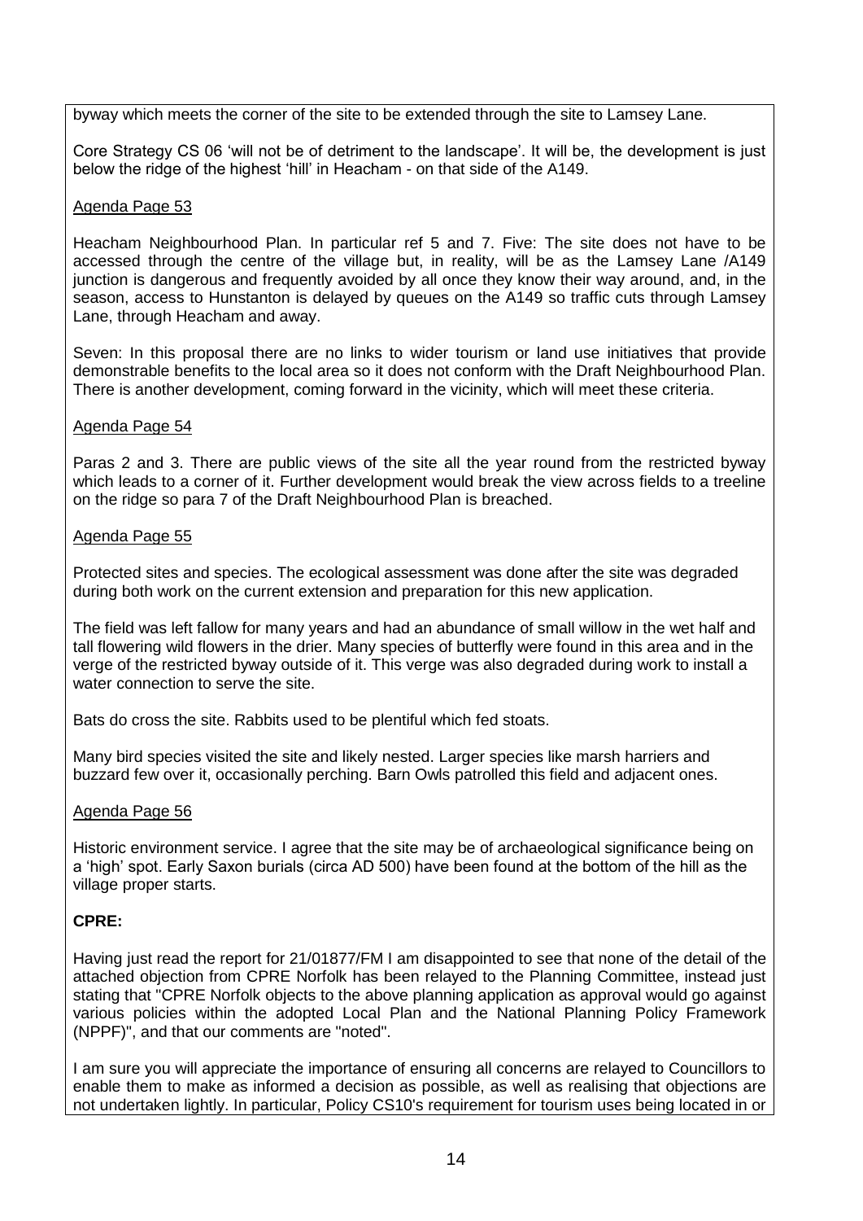byway which meets the corner of the site to be extended through the site to Lamsey Lane.

Core Strategy CS 06 'will not be of detriment to the landscape'. It will be, the development is just below the ridge of the highest 'hill' in Heacham - on that side of the A149.

Agenda Page 53

Heacham Neighbourhood Plan. In particular ref 5 and 7. Five: The site does not have to be accessed through the centre of the village but, in reality, will be as the Lamsey Lane /A149 junction is dangerous and frequently avoided by all once they know their way around, and, in the season, access to Hunstanton is delayed by queues on the A149 so traffic cuts through Lamsey Lane, through Heacham and away.

Seven: In this proposal there are no links to wider tourism or land use initiatives that provide demonstrable benefits to the local area so it does not conform with the Draft Neighbourhood Plan. There is another development, coming forward in the vicinity, which will meet these criteria.

Agenda Page 54

Paras 2 and 3. There are public views of the site all the year round from the restricted byway which leads to a corner of it. Further development would break the view across fields to a treeline on the ridge so para 7 of the Draft Neighbourhood Plan is breached.

Agenda Page 55

Protected sites and species. The ecological assessment was done after the site was degraded during both work on the current extension and preparation for this new application.

The field was left fallow for many years and had an abundance of small willow in the wet half and tall flowering wild flowers in the drier. Many species of butterfly were found in this area and in the verge of the restricted byway outside of it. This verge was also degraded during work to install a water connection to serve the site.

Bats do cross the site. Rabbits used to be plentiful which fed stoats.

Many bird species visited the site and likely nested. Larger species like marsh harriers and buzzard few over it, occasionally perching. Barn Owls patrolled this field and adjacent ones.

Agenda Page 56

Historic environment service. I agree that the site may be of archaeological significance being on a 'high' spot. Early Saxon burials (circa AD 500) have been found at the bottom of the hill as the village proper starts.

**CPRE:**

Having just read the report for 21/01877/FM I am disappointed to see that none of the detail of the attached objection from CPRE Norfolk has been relayed to the Planning Committee, instead just stating that "CPRE Norfolk objects to the above planning application as approval would go against various policies within the adopted Local Plan and the National Planning Policy Framework (NPPF)", and that our comments are "noted".

I am sure you will appreciate the importance of ensuring all concerns are relayed to Councillors to enable them to make as informed a decision as possible, as well as realising that objections are not undertaken lightly. In particular, Policy CS10's requirement for tourism uses being located in or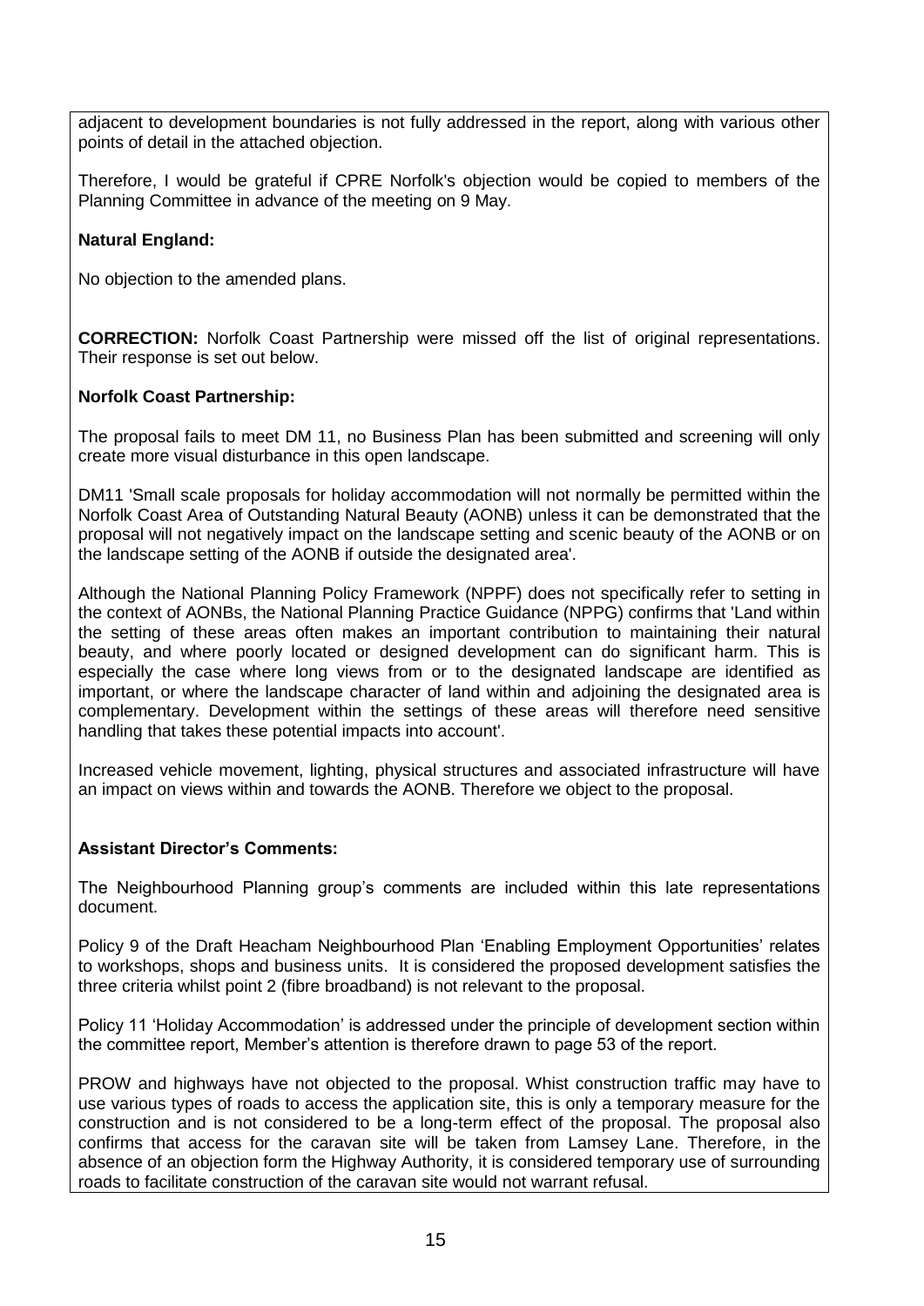adjacent to development boundaries is not fully addressed in the report, along with various other points of detail in the attached objection.

Therefore, I would be grateful if CPRE Norfolk's objection would be copied to members of the Planning Committee in advance of the meeting on 9 May.

**Natural England:**

No objection to the amended plans.

**CORRECTION:** Norfolk Coast Partnership were missed off the list of original representations. Their response is set out below.

**Norfolk Coast Partnership:**

The proposal fails to meet DM 11, no Business Plan has been submitted and screening will only create more visual disturbance in this open landscape.

DM11 'Small scale proposals for holiday accommodation will not normally be permitted within the Norfolk Coast Area of Outstanding Natural Beauty (AONB) unless it can be demonstrated that the proposal will not negatively impact on the landscape setting and scenic beauty of the AONB or on the landscape setting of the AONB if outside the designated area'.

Although the National Planning Policy Framework (NPPF) does not specifically refer to setting in the context of AONBs, the National Planning Practice Guidance (NPPG) confirms that 'Land within the setting of these areas often makes an important contribution to maintaining their natural beauty, and where poorly located or designed development can do significant harm. This is especially the case where long views from or to the designated landscape are identified as important, or where the landscape character of land within and adjoining the designated area is complementary. Development within the settings of these areas will therefore need sensitive handling that takes these potential impacts into account'.

Increased vehicle movement, lighting, physical structures and associated infrastructure will have an impact on views within and towards the AONB. Therefore we object to the proposal.

**Assistant Director's Comments:**

The Neighbourhood Planning group's comments are included within this late representations document.

Policy 9 of the Draft Heacham Neighbourhood Plan 'Enabling Employment Opportunities' relates to workshops, shops and business units. It is considered the proposed development satisfies the three criteria whilst point 2 (fibre broadband) is not relevant to the proposal.

Policy 11 'Holiday Accommodation' is addressed under the principle of development section within the committee report, Member's attention is therefore drawn to page 53 of the report.

PROW and highways have not objected to the proposal. Whist construction traffic may have to use various types of roads to access the application site, this is only a temporary measure for the construction and is not considered to be a long-term effect of the proposal. The proposal also confirms that access for the caravan site will be taken from Lamsey Lane. Therefore, in the absence of an objection form the Highway Authority, it is considered temporary use of surrounding roads to facilitate construction of the caravan site would not warrant refusal.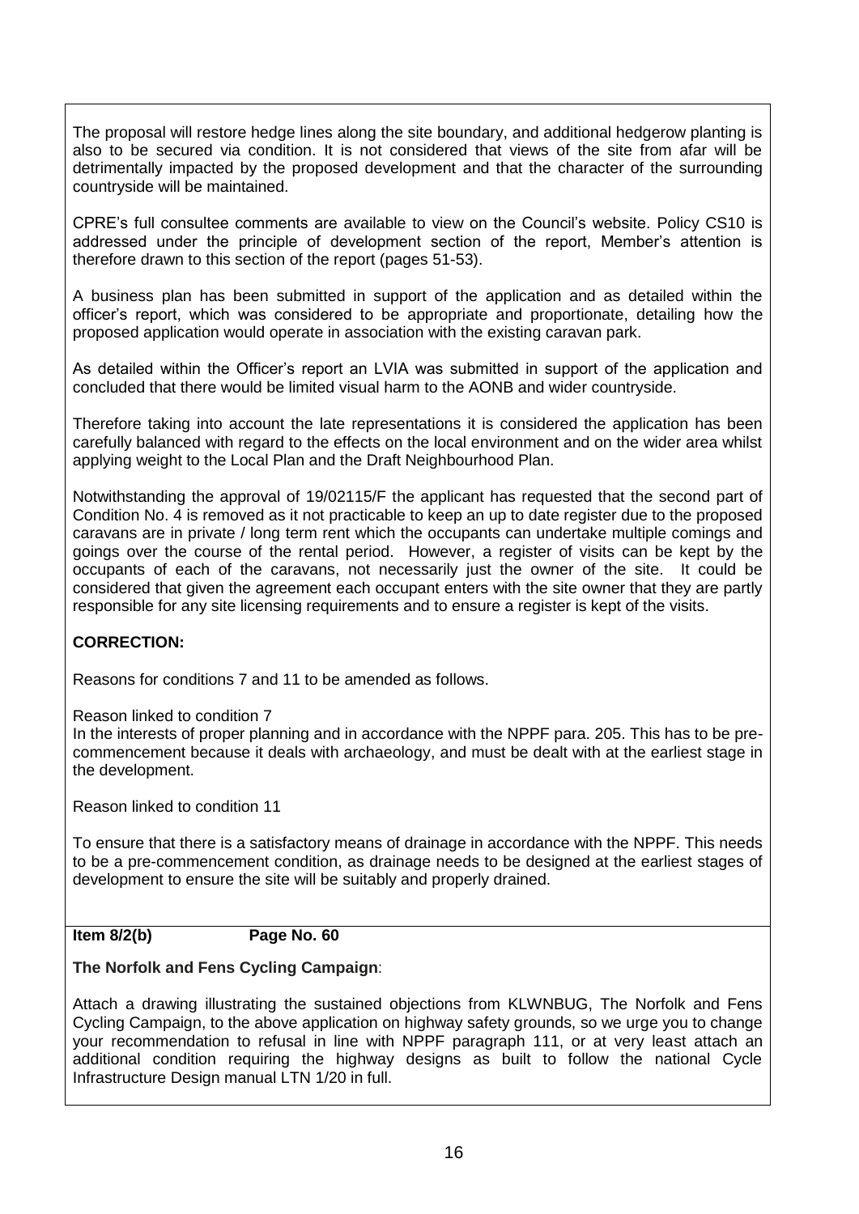The proposal will restore hedge lines along the site boundary, and additional hedgerow planting is also to be secured via condition. It is not considered that views of the site from afar will be detrimentally impacted by the proposed development and that the character of the surrounding countryside will be maintained.

CPRE's full consultee comments are available to view on the Council's website. Policy CS10 is addressed under the principle of development section of the report, Member's attention is therefore drawn to this section of the report (pages 51-53).

A business plan has been submitted in support of the application and as detailed within the officer's report, which was considered to be appropriate and proportionate, detailing how the proposed application would operate in association with the existing caravan park.

As detailed within the Officer's report an LVIA was submitted in support of the application and concluded that there would be limited visual harm to the AONB and wider countryside.

Therefore taking into account the late representations it is considered the application has been carefully balanced with regard to the effects on the local environment and on the wider area whilst applying weight to the Local Plan and the Draft Neighbourhood Plan.

Notwithstanding the approval of 19/02115/F the applicant has requested that the second part of Condition No. 4 is removed as it not practicable to keep an up to date register due to the proposed caravans are in private / long term rent which the occupants can undertake multiple comings and goings over the course of the rental period. However, a register of visits can be kept by the occupants of each of the caravans, not necessarily just the owner of the site. It could be considered that given the agreement each occupant enters with the site owner that they are partly responsible for any site licensing requirements and to ensure a register is kept of the visits.

**CORRECTION:**

Reasons for conditions 7 and 11 to be amended as follows.

Reason linked to condition 7
In the interests of proper planning and in accordance with the NPPF para. 205. This has to be pre-commencement because it deals with archaeology, and must be dealt with at the earliest stage in the development.

Reason linked to condition 11

To ensure that there is a satisfactory means of drainage in accordance with the NPPF. This needs to be a pre-commencement condition, as drainage needs to be designed at the earliest stages of development to ensure the site will be suitably and properly drained.

**Item 8/2(b) Page No. 60**

**The Norfolk and Fens Cycling Campaign**:

Attach a drawing illustrating the sustained objections from KLWNBUG, The Norfolk and Fens Cycling Campaign, to the above application on highway safety grounds, so we urge you to change your recommendation to refusal in line with NPPF paragraph 111, or at very least attach an additional condition requiring the highway designs as built to follow the national Cycle Infrastructure Design manual LTN 1/20 in full.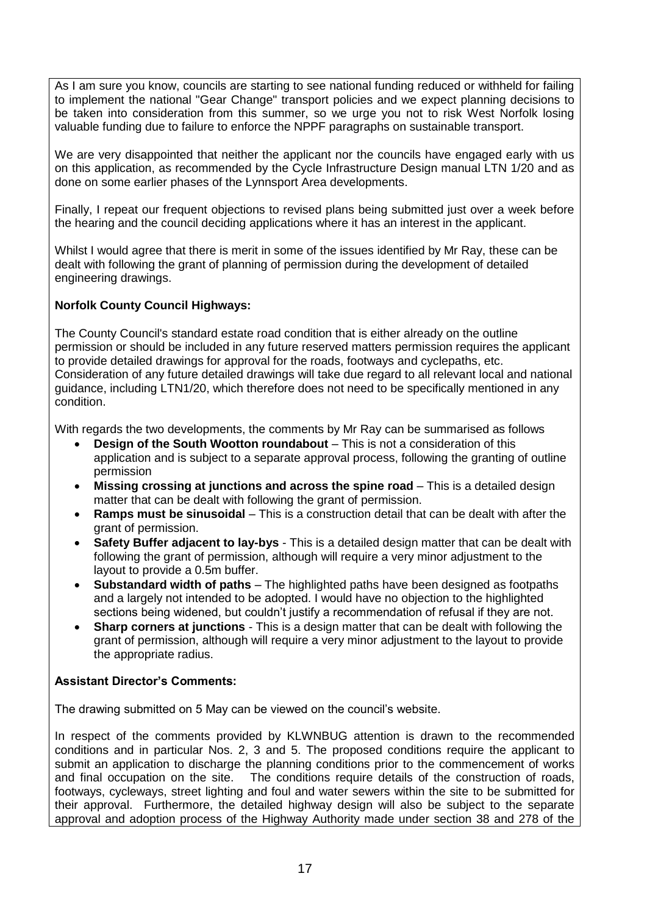As I am sure you know, councils are starting to see national funding reduced or withheld for failing to implement the national "Gear Change" transport policies and we expect planning decisions to be taken into consideration from this summer, so we urge you not to risk West Norfolk losing valuable funding due to failure to enforce the NPPF paragraphs on sustainable transport.

We are very disappointed that neither the applicant nor the councils have engaged early with us on this application, as recommended by the Cycle Infrastructure Design manual LTN 1/20 and as done on some earlier phases of the Lynnsport Area developments.

Finally, I repeat our frequent objections to revised plans being submitted just over a week before the hearing and the council deciding applications where it has an interest in the applicant.

Whilst I would agree that there is merit in some of the issues identified by Mr Ray, these can be dealt with following the grant of planning of permission during the development of detailed engineering drawings.

**Norfolk County Council Highways:**

The County Council's standard estate road condition that is either already on the outline permission or should be included in any future reserved matters permission requires the applicant to provide detailed drawings for approval for the roads, footways and cyclepaths, etc. Consideration of any future detailed drawings will take due regard to all relevant local and national guidance, including LTN1/20, which therefore does not need to be specifically mentioned in any condition.

With regards the two developments, the comments by Mr Ray can be summarised as follows

- **Design of the South Wootton roundabout** – This is not a consideration of this application and is subject to a separate approval process, following the granting of outline permission
- **Missing crossing at junctions and across the spine road** – This is a detailed design matter that can be dealt with following the grant of permission.
- **Ramps must be sinusoidal** – This is a construction detail that can be dealt with after the grant of permission.
- **Safety Buffer adjacent to lay-bys** - This is a detailed design matter that can be dealt with following the grant of permission, although will require a very minor adjustment to the layout to provide a 0.5m buffer.
- **Substandard width of paths** – The highlighted paths have been designed as footpaths and a largely not intended to be adopted. I would have no objection to the highlighted sections being widened, but couldn't justify a recommendation of refusal if they are not.
- **Sharp corners at junctions** - This is a design matter that can be dealt with following the grant of permission, although will require a very minor adjustment to the layout to provide the appropriate radius.

**Assistant Director's Comments:**

The drawing submitted on 5 May can be viewed on the council's website.

In respect of the comments provided by KLWNBUG attention is drawn to the recommended conditions and in particular Nos. 2, 3 and 5. The proposed conditions require the applicant to submit an application to discharge the planning conditions prior to the commencement of works and final occupation on the site. The conditions require details of the construction of roads, footways, cycleways, street lighting and foul and water sewers within the site to be submitted for their approval. Furthermore, the detailed highway design will also be subject to the separate approval and adoption process of the Highway Authority made under section 38 and 278 of the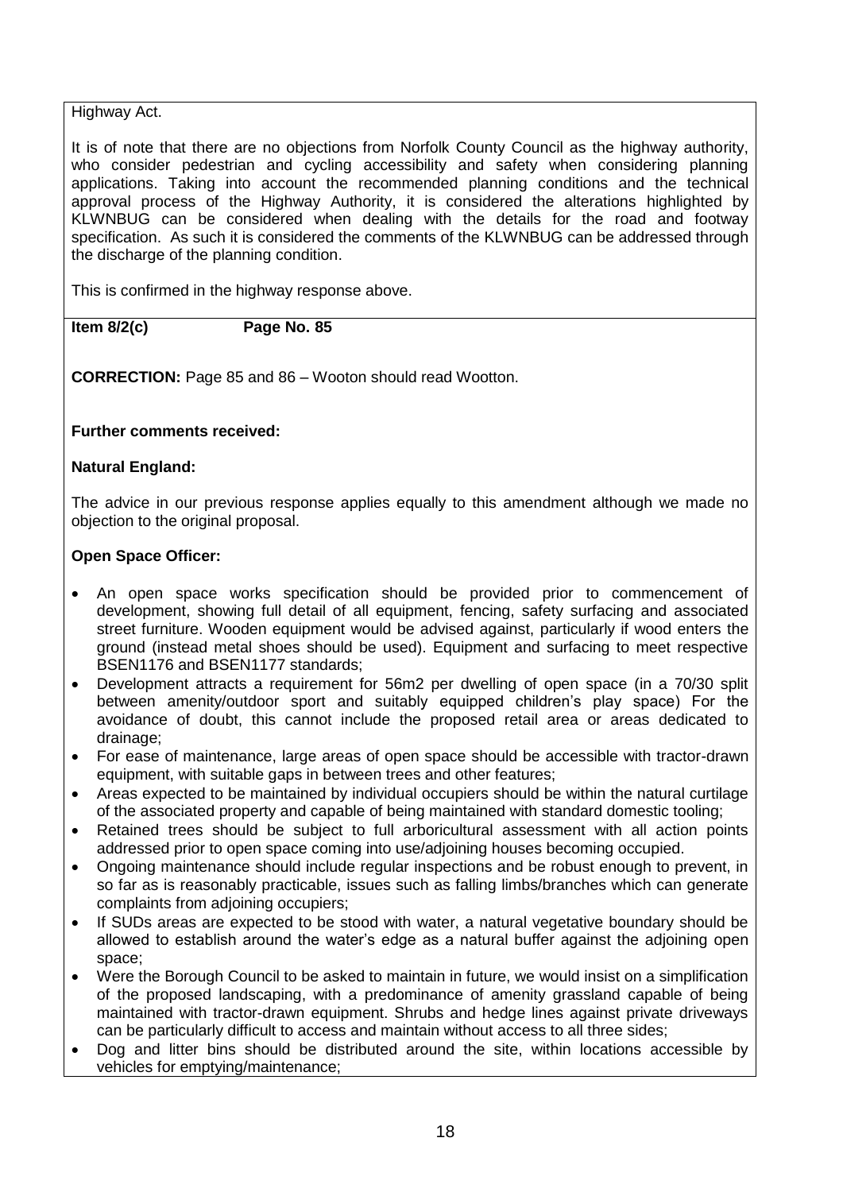Highway Act.

It is of note that there are no objections from Norfolk County Council as the highway authority, who consider pedestrian and cycling accessibility and safety when considering planning applications. Taking into account the recommended planning conditions and the technical approval process of the Highway Authority, it is considered the alterations highlighted by KLWNBUG can be considered when dealing with the details for the road and footway specification. As such it is considered the comments of the KLWNBUG can be addressed through the discharge of the planning condition.

This is confirmed in the highway response above.

**Item 8/2(c) Page No. 85**

**CORRECTION:** Page 85 and 86 – Wooton should read Wootton.

**Further comments received:**

**Natural England:**

The advice in our previous response applies equally to this amendment although we made no objection to the original proposal.

**Open Space Officer:**

- An open space works specification should be provided prior to commencement of development, showing full detail of all equipment, fencing, safety surfacing and associated street furniture. Wooden equipment would be advised against, particularly if wood enters the ground (instead metal shoes should be used). Equipment and surfacing to meet respective BSEN1176 and BSEN1177 standards;
- Development attracts a requirement for 56m2 per dwelling of open space (in a 70/30 split between amenity/outdoor sport and suitably equipped children's play space) For the avoidance of doubt, this cannot include the proposed retail area or areas dedicated to drainage;
- For ease of maintenance, large areas of open space should be accessible with tractor-drawn equipment, with suitable gaps in between trees and other features;
- Areas expected to be maintained by individual occupiers should be within the natural curtilage of the associated property and capable of being maintained with standard domestic tooling;
- Retained trees should be subject to full arboricultural assessment with all action points addressed prior to open space coming into use/adjoining houses becoming occupied.
- Ongoing maintenance should include regular inspections and be robust enough to prevent, in so far as is reasonably practicable, issues such as falling limbs/branches which can generate complaints from adjoining occupiers;
- If SUDs areas are expected to be stood with water, a natural vegetative boundary should be allowed to establish around the water's edge as a natural buffer against the adjoining open space;
- Were the Borough Council to be asked to maintain in future, we would insist on a simplification of the proposed landscaping, with a predominance of amenity grassland capable of being maintained with tractor-drawn equipment. Shrubs and hedge lines against private driveways can be particularly difficult to access and maintain without access to all three sides;
- Dog and litter bins should be distributed around the site, within locations accessible by vehicles for emptying/maintenance;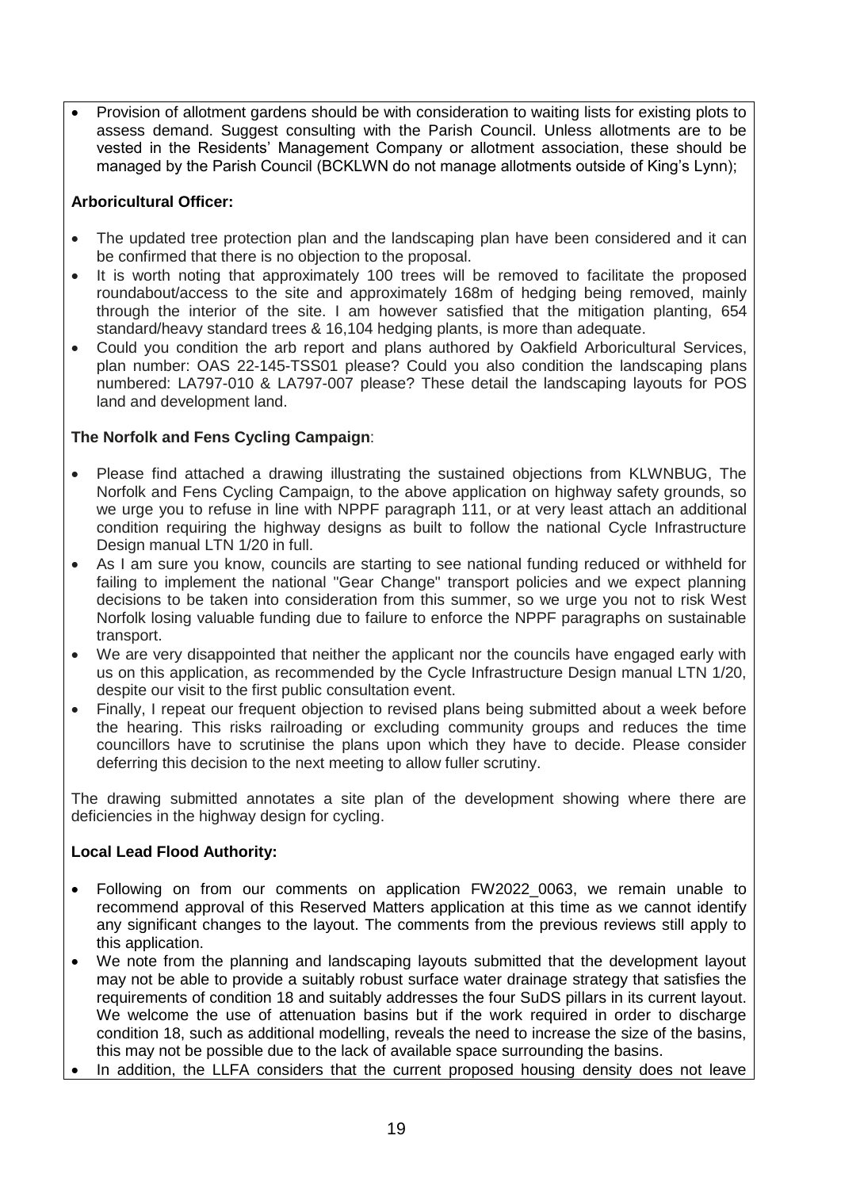- Provision of allotment gardens should be with consideration to waiting lists for existing plots to assess demand. Suggest consulting with the Parish Council. Unless allotments are to be vested in the Residents' Management Company or allotment association, these should be managed by the Parish Council (BCKLWN do not manage allotments outside of King's Lynn);

**Arboricultural Officer:**

- The updated tree protection plan and the landscaping plan have been considered and it can be confirmed that there is no objection to the proposal.
- It is worth noting that approximately 100 trees will be removed to facilitate the proposed roundabout/access to the site and approximately 168m of hedging being removed, mainly through the interior of the site. I am however satisfied that the mitigation planting, 654 standard/heavy standard trees & 16,104 hedging plants, is more than adequate.
- Could you condition the arb report and plans authored by Oakfield Arboricultural Services, plan number: OAS 22-145-TSS01 please? Could you also condition the landscaping plans numbered: LA797-010 & LA797-007 please? These detail the landscaping layouts for POS land and development land.

**The Norfolk and Fens Cycling Campaign**:

- Please find attached a drawing illustrating the sustained objections from KLWNBUG, The Norfolk and Fens Cycling Campaign, to the above application on highway safety grounds, so we urge you to refuse in line with NPPF paragraph 111, or at very least attach an additional condition requiring the highway designs as built to follow the national Cycle Infrastructure Design manual LTN 1/20 in full.
- As I am sure you know, councils are starting to see national funding reduced or withheld for failing to implement the national "Gear Change" transport policies and we expect planning decisions to be taken into consideration from this summer, so we urge you not to risk West Norfolk losing valuable funding due to failure to enforce the NPPF paragraphs on sustainable transport.
- We are very disappointed that neither the applicant nor the councils have engaged early with us on this application, as recommended by the Cycle Infrastructure Design manual LTN 1/20, despite our visit to the first public consultation event.
- Finally, I repeat our frequent objection to revised plans being submitted about a week before the hearing. This risks railroading or excluding community groups and reduces the time councillors have to scrutinise the plans upon which they have to decide. Please consider deferring this decision to the next meeting to allow fuller scrutiny.

The drawing submitted annotates a site plan of the development showing where there are deficiencies in the highway design for cycling.

**Local Lead Flood Authority:**

- Following on from our comments on application FW2022_0063, we remain unable to recommend approval of this Reserved Matters application at this time as we cannot identify any significant changes to the layout. The comments from the previous reviews still apply to this application.
- We note from the planning and landscaping layouts submitted that the development layout may not be able to provide a suitably robust surface water drainage strategy that satisfies the requirements of condition 18 and suitably addresses the four SuDS pillars in its current layout. We welcome the use of attenuation basins but if the work required in order to discharge condition 18, such as additional modelling, reveals the need to increase the size of the basins, this may not be possible due to the lack of available space surrounding the basins.
- In addition, the LLFA considers that the current proposed housing density does not leave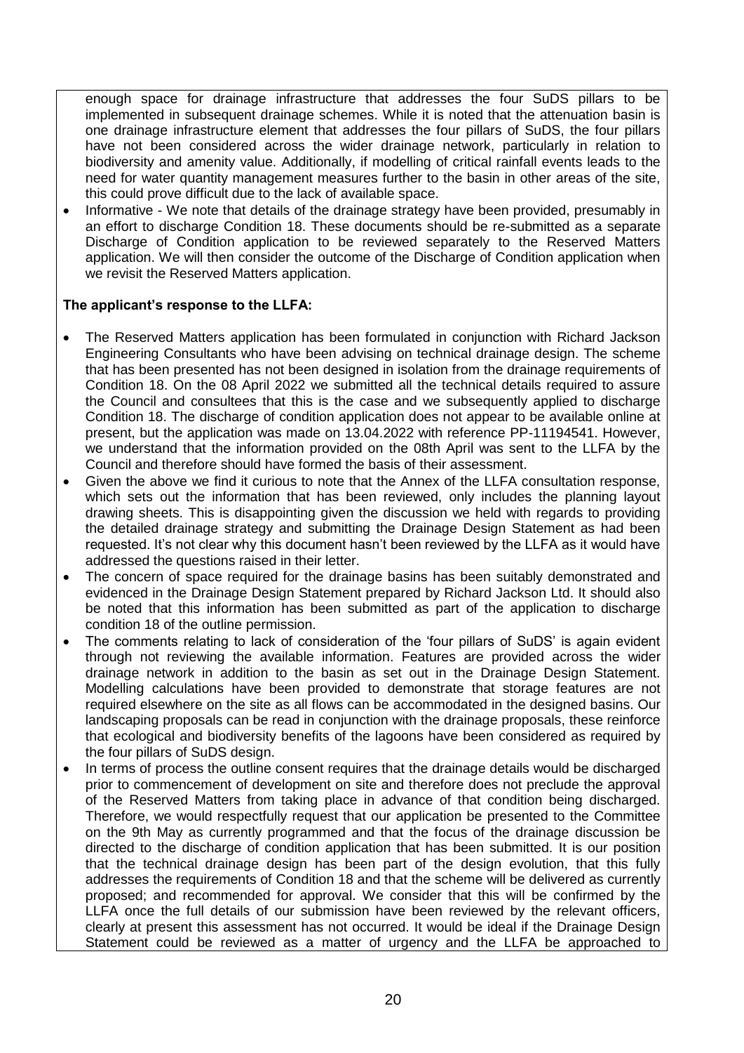enough space for drainage infrastructure that addresses the four SuDS pillars to be implemented in subsequent drainage schemes. While it is noted that the attenuation basin is one drainage infrastructure element that addresses the four pillars of SuDS, the four pillars have not been considered across the wider drainage network, particularly in relation to biodiversity and amenity value. Additionally, if modelling of critical rainfall events leads to the need for water quantity management measures further to the basin in other areas of the site, this could prove difficult due to the lack of available space.

- Informative - We note that details of the drainage strategy have been provided, presumably in an effort to discharge Condition 18. These documents should be re-submitted as a separate Discharge of Condition application to be reviewed separately to the Reserved Matters application. We will then consider the outcome of the Discharge of Condition application when we revisit the Reserved Matters application.

**The applicant's response to the LLFA:**

- The Reserved Matters application has been formulated in conjunction with Richard Jackson Engineering Consultants who have been advising on technical drainage design. The scheme that has been presented has not been designed in isolation from the drainage requirements of Condition 18. On the 08 April 2022 we submitted all the technical details required to assure the Council and consultees that this is the case and we subsequently applied to discharge Condition 18. The discharge of condition application does not appear to be available online at present, but the application was made on 13.04.2022 with reference PP-11194541. However, we understand that the information provided on the 08th April was sent to the LLFA by the Council and therefore should have formed the basis of their assessment.
- Given the above we find it curious to note that the Annex of the LLFA consultation response, which sets out the information that has been reviewed, only includes the planning layout drawing sheets. This is disappointing given the discussion we held with regards to providing the detailed drainage strategy and submitting the Drainage Design Statement as had been requested. It's not clear why this document hasn't been reviewed by the LLFA as it would have addressed the questions raised in their letter.
- The concern of space required for the drainage basins has been suitably demonstrated and evidenced in the Drainage Design Statement prepared by Richard Jackson Ltd. It should also be noted that this information has been submitted as part of the application to discharge condition 18 of the outline permission.
- The comments relating to lack of consideration of the 'four pillars of SuDS' is again evident through not reviewing the available information. Features are provided across the wider drainage network in addition to the basin as set out in the Drainage Design Statement. Modelling calculations have been provided to demonstrate that storage features are not required elsewhere on the site as all flows can be accommodated in the designed basins. Our landscaping proposals can be read in conjunction with the drainage proposals, these reinforce that ecological and biodiversity benefits of the lagoons have been considered as required by the four pillars of SuDS design.
- In terms of process the outline consent requires that the drainage details would be discharged prior to commencement of development on site and therefore does not preclude the approval of the Reserved Matters from taking place in advance of that condition being discharged. Therefore, we would respectfully request that our application be presented to the Committee on the 9th May as currently programmed and that the focus of the drainage discussion be directed to the discharge of condition application that has been submitted. It is our position that the technical drainage design has been part of the design evolution, that this fully addresses the requirements of Condition 18 and that the scheme will be delivered as currently proposed; and recommended for approval. We consider that this will be confirmed by the LLFA once the full details of our submission have been reviewed by the relevant officers, clearly at present this assessment has not occurred. It would be ideal if the Drainage Design Statement could be reviewed as a matter of urgency and the LLFA be approached to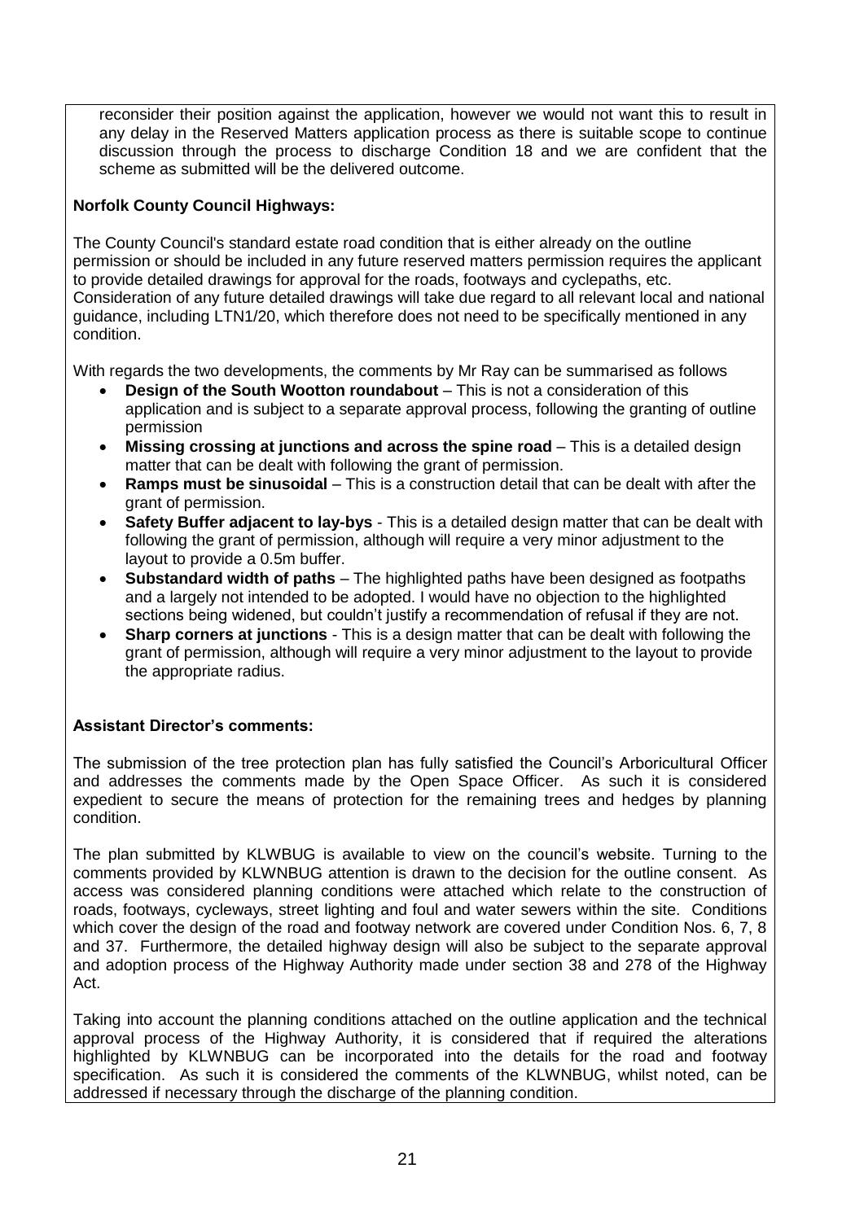reconsider their position against the application, however we would not want this to result in any delay in the Reserved Matters application process as there is suitable scope to continue discussion through the process to discharge Condition 18 and we are confident that the scheme as submitted will be the delivered outcome.

**Norfolk County Council Highways:**

The County Council's standard estate road condition that is either already on the outline permission or should be included in any future reserved matters permission requires the applicant to provide detailed drawings for approval for the roads, footways and cyclepaths, etc. Consideration of any future detailed drawings will take due regard to all relevant local and national guidance, including LTN1/20, which therefore does not need to be specifically mentioned in any condition.

With regards the two developments, the comments by Mr Ray can be summarised as follows

- **Design of the South Wootton roundabout** – This is not a consideration of this application and is subject to a separate approval process, following the granting of outline permission
- **Missing crossing at junctions and across the spine road** – This is a detailed design matter that can be dealt with following the grant of permission.
- **Ramps must be sinusoidal** – This is a construction detail that can be dealt with after the grant of permission.
- **Safety Buffer adjacent to lay-bys** - This is a detailed design matter that can be dealt with following the grant of permission, although will require a very minor adjustment to the layout to provide a 0.5m buffer.
- **Substandard width of paths** – The highlighted paths have been designed as footpaths and a largely not intended to be adopted. I would have no objection to the highlighted sections being widened, but couldn't justify a recommendation of refusal if they are not.
- **Sharp corners at junctions** - This is a design matter that can be dealt with following the grant of permission, although will require a very minor adjustment to the layout to provide the appropriate radius.

**Assistant Director's comments:**

The submission of the tree protection plan has fully satisfied the Council's Arboricultural Officer and addresses the comments made by the Open Space Officer. As such it is considered expedient to secure the means of protection for the remaining trees and hedges by planning condition.

The plan submitted by KLWBUG is available to view on the council's website. Turning to the comments provided by KLWNBUG attention is drawn to the decision for the outline consent. As access was considered planning conditions were attached which relate to the construction of roads, footways, cycleways, street lighting and foul and water sewers within the site. Conditions which cover the design of the road and footway network are covered under Condition Nos. 6, 7, 8 and 37. Furthermore, the detailed highway design will also be subject to the separate approval and adoption process of the Highway Authority made under section 38 and 278 of the Highway Act.

Taking into account the planning conditions attached on the outline application and the technical approval process of the Highway Authority, it is considered that if required the alterations highlighted by KLWNBUG can be incorporated into the details for the road and footway specification. As such it is considered the comments of the KLWNBUG, whilst noted, can be addressed if necessary through the discharge of the planning condition.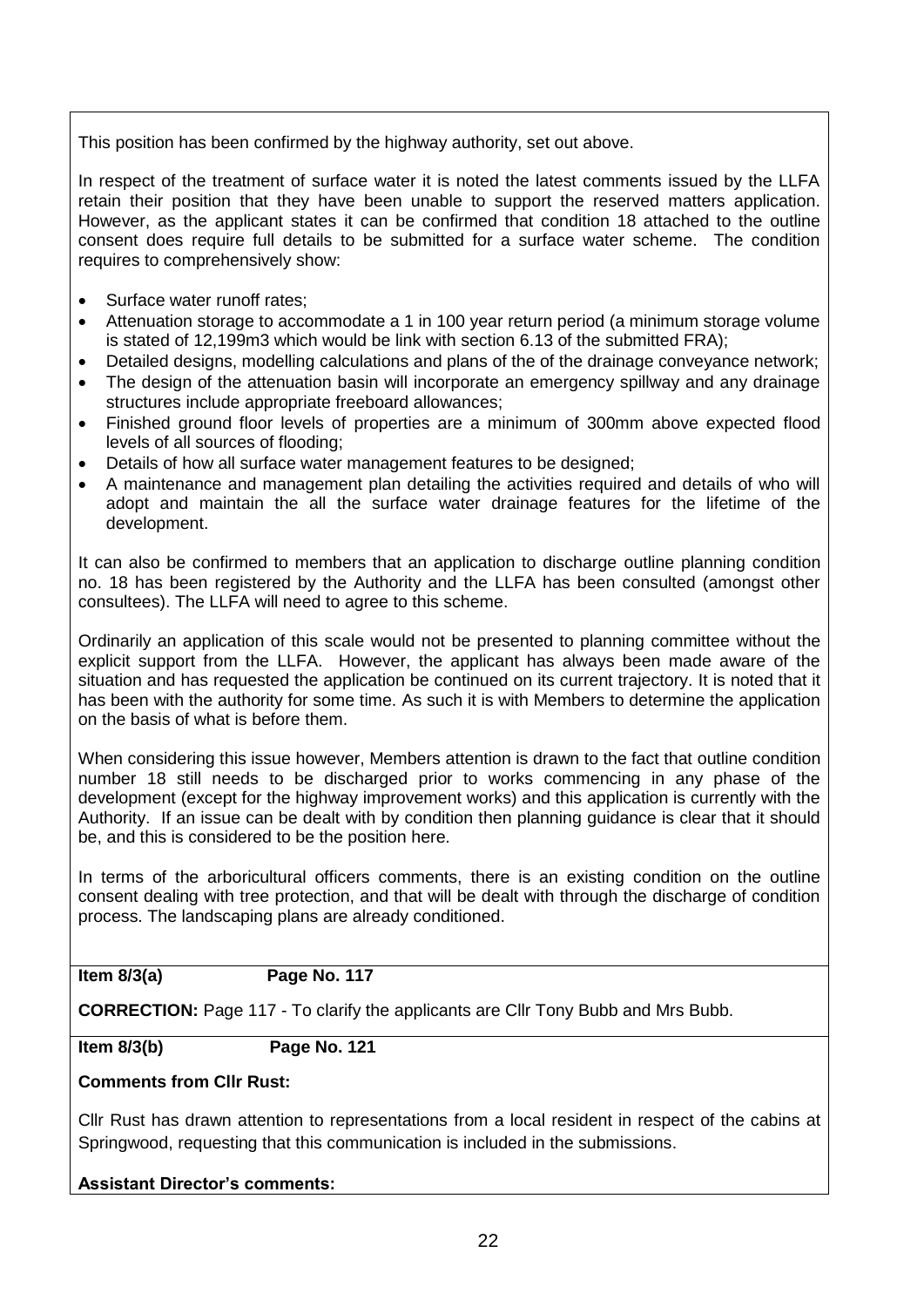This position has been confirmed by the highway authority, set out above.

In respect of the treatment of surface water it is noted the latest comments issued by the LLFA retain their position that they have been unable to support the reserved matters application. However, as the applicant states it can be confirmed that condition 18 attached to the outline consent does require full details to be submitted for a surface water scheme. The condition requires to comprehensively show:

- Surface water runoff rates;
- Attenuation storage to accommodate a 1 in 100 year return period (a minimum storage volume is stated of 12,199m3 which would be link with section 6.13 of the submitted FRA);
- Detailed designs, modelling calculations and plans of the of the drainage conveyance network;
- The design of the attenuation basin will incorporate an emergency spillway and any drainage structures include appropriate freeboard allowances;
- Finished ground floor levels of properties are a minimum of 300mm above expected flood levels of all sources of flooding;
- Details of how all surface water management features to be designed;
- A maintenance and management plan detailing the activities required and details of who will adopt and maintain the all the surface water drainage features for the lifetime of the development.

It can also be confirmed to members that an application to discharge outline planning condition no. 18 has been registered by the Authority and the LLFA has been consulted (amongst other consultees). The LLFA will need to agree to this scheme.

Ordinarily an application of this scale would not be presented to planning committee without the explicit support from the LLFA. However, the applicant has always been made aware of the situation and has requested the application be continued on its current trajectory. It is noted that it has been with the authority for some time. As such it is with Members to determine the application on the basis of what is before them.

When considering this issue however, Members attention is drawn to the fact that outline condition number 18 still needs to be discharged prior to works commencing in any phase of the development (except for the highway improvement works) and this application is currently with the Authority. If an issue can be dealt with by condition then planning guidance is clear that it should be, and this is considered to be the position here.

In terms of the arboricultural officers comments, there is an existing condition on the outline consent dealing with tree protection, and that will be dealt with through the discharge of condition process. The landscaping plans are already conditioned.

**Item 8/3(a) Page No. 117**

**CORRECTION:** Page 117 - To clarify the applicants are Cllr Tony Bubb and Mrs Bubb.

**Item 8/3(b) Page No. 121**

**Comments from Cllr Rust:**

Cllr Rust has drawn attention to representations from a local resident in respect of the cabins at Springwood, requesting that this communication is included in the submissions.

**Assistant Director's comments:**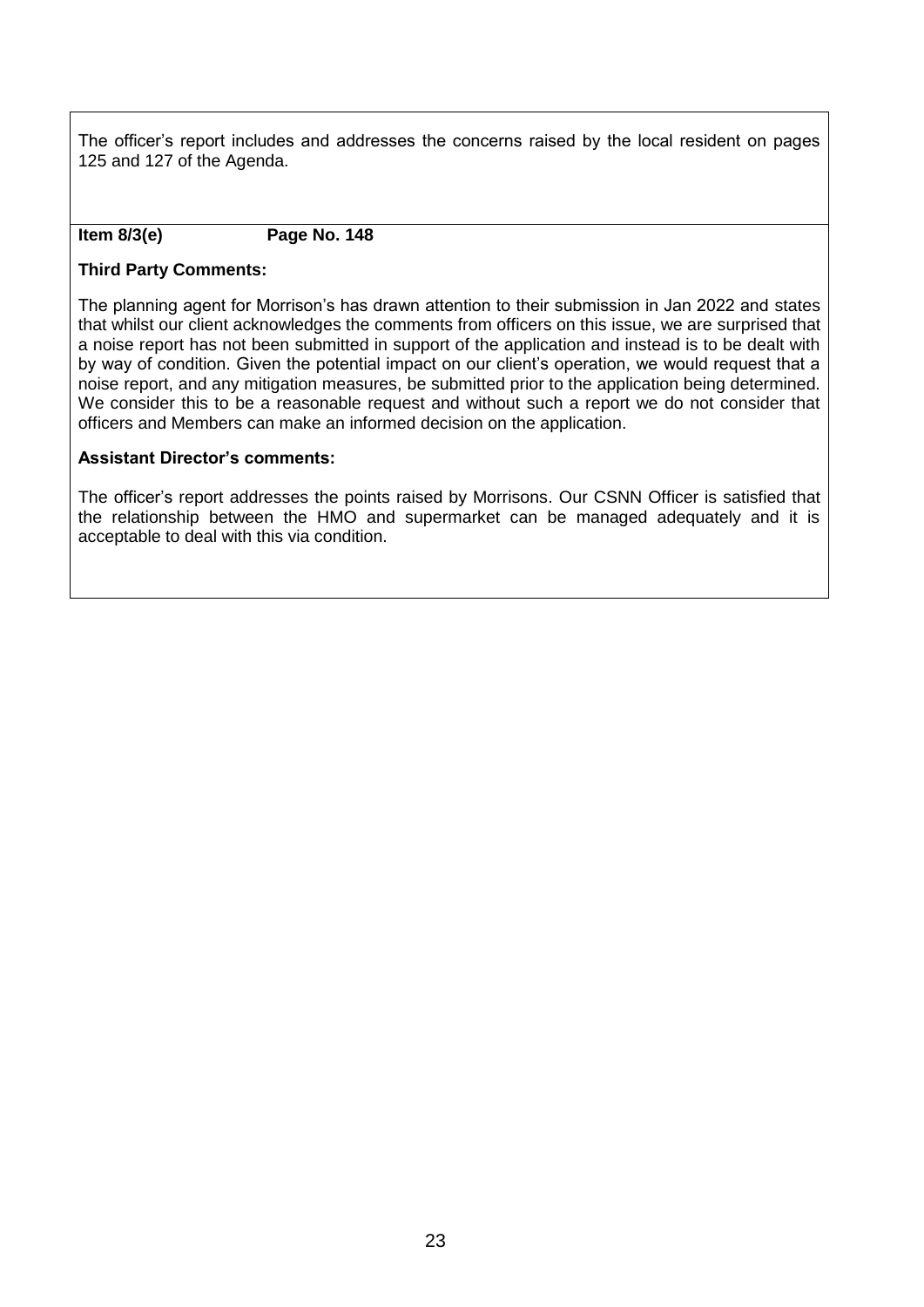The officer's report includes and addresses the concerns raised by the local resident on pages 125 and 127 of the Agenda.

**Item 8/3(e)  Page No. 148**

**Third Party Comments:**

The planning agent for Morrison's has drawn attention to their submission in Jan 2022 and states that whilst our client acknowledges the comments from officers on this issue, we are surprised that a noise report has not been submitted in support of the application and instead is to be dealt with by way of condition. Given the potential impact on our client's operation, we would request that a noise report, and any mitigation measures, be submitted prior to the application being determined. We consider this to be a reasonable request and without such a report we do not consider that officers and Members can make an informed decision on the application.

**Assistant Director's comments:**

The officer's report addresses the points raised by Morrisons. Our CSNN Officer is satisfied that the relationship between the HMO and supermarket can be managed adequately and it is acceptable to deal with this via condition.